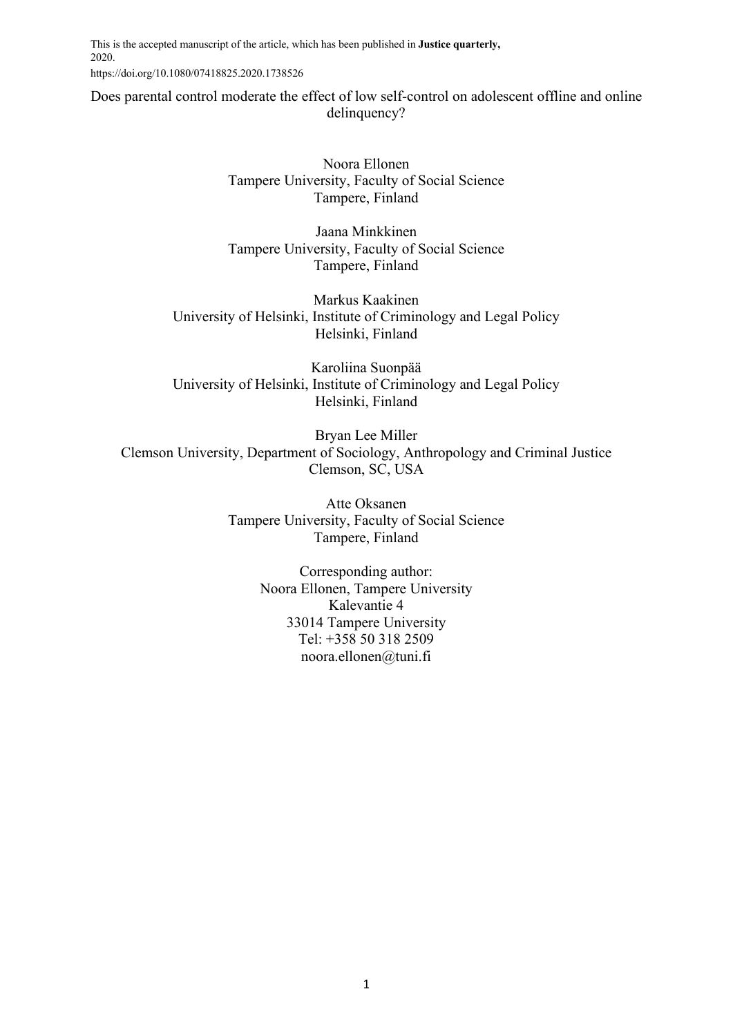This is the accepted manuscript of the article, which has been published in **Justice quarterly**, 2020.
https://doi.org/10.1080/07418825.2020.1738526

# Does parental control moderate the effect of low self-control on adolescent offline and online delinquency?

Noora Ellonen
Tampere University, Faculty of Social Science
Tampere, Finland

Jaana Minkkinen
Tampere University, Faculty of Social Science
Tampere, Finland

Markus Kaakinen
University of Helsinki, Institute of Criminology and Legal Policy
Helsinki, Finland

Karoliina Suonpää
University of Helsinki, Institute of Criminology and Legal Policy
Helsinki, Finland

Bryan Lee Miller
Clemson University, Department of Sociology, Anthropology and Criminal Justice
Clemson, SC, USA

Atte Oksanen
Tampere University, Faculty of Social Science
Tampere, Finland

Corresponding author:
Noora Ellonen, Tampere University
Kalevantie 4
33014 Tampere University
Tel: +358 50 318 2509
noora.ellonen@tuni.fi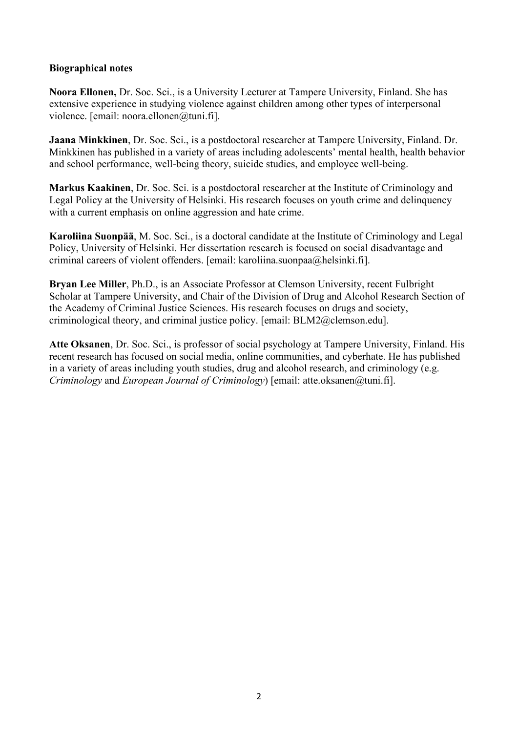**Biographical notes**

**Noora Ellonen,** Dr. Soc. Sci., is a University Lecturer at Tampere University, Finland. She has extensive experience in studying violence against children among other types of interpersonal violence. [email: noora.ellonen@tuni.fi].

**Jaana Minkkinen**, Dr. Soc. Sci., is a postdoctoral researcher at Tampere University, Finland. Dr. Minkkinen has published in a variety of areas including adolescents' mental health, health behavior and school performance, well-being theory, suicide studies, and employee well-being.

**Markus Kaakinen**, Dr. Soc. Sci. is a postdoctoral researcher at the Institute of Criminology and Legal Policy at the University of Helsinki. His research focuses on youth crime and delinquency with a current emphasis on online aggression and hate crime.

**Karoliina Suonpää**, M. Soc. Sci., is a doctoral candidate at the Institute of Criminology and Legal Policy, University of Helsinki. Her dissertation research is focused on social disadvantage and criminal careers of violent offenders. [email: karoliina.suonpaa@helsinki.fi].

**Bryan Lee Miller**, Ph.D., is an Associate Professor at Clemson University, recent Fulbright Scholar at Tampere University, and Chair of the Division of Drug and Alcohol Research Section of the Academy of Criminal Justice Sciences. His research focuses on drugs and society, criminological theory, and criminal justice policy. [email: BLM2@clemson.edu].

**Atte Oksanen**, Dr. Soc. Sci., is professor of social psychology at Tampere University, Finland. His recent research has focused on social media, online communities, and cyberhate. He has published in a variety of areas including youth studies, drug and alcohol research, and criminology (e.g. *Criminology* and *European Journal of Criminology*) [email: atte.oksanen@tuni.fi].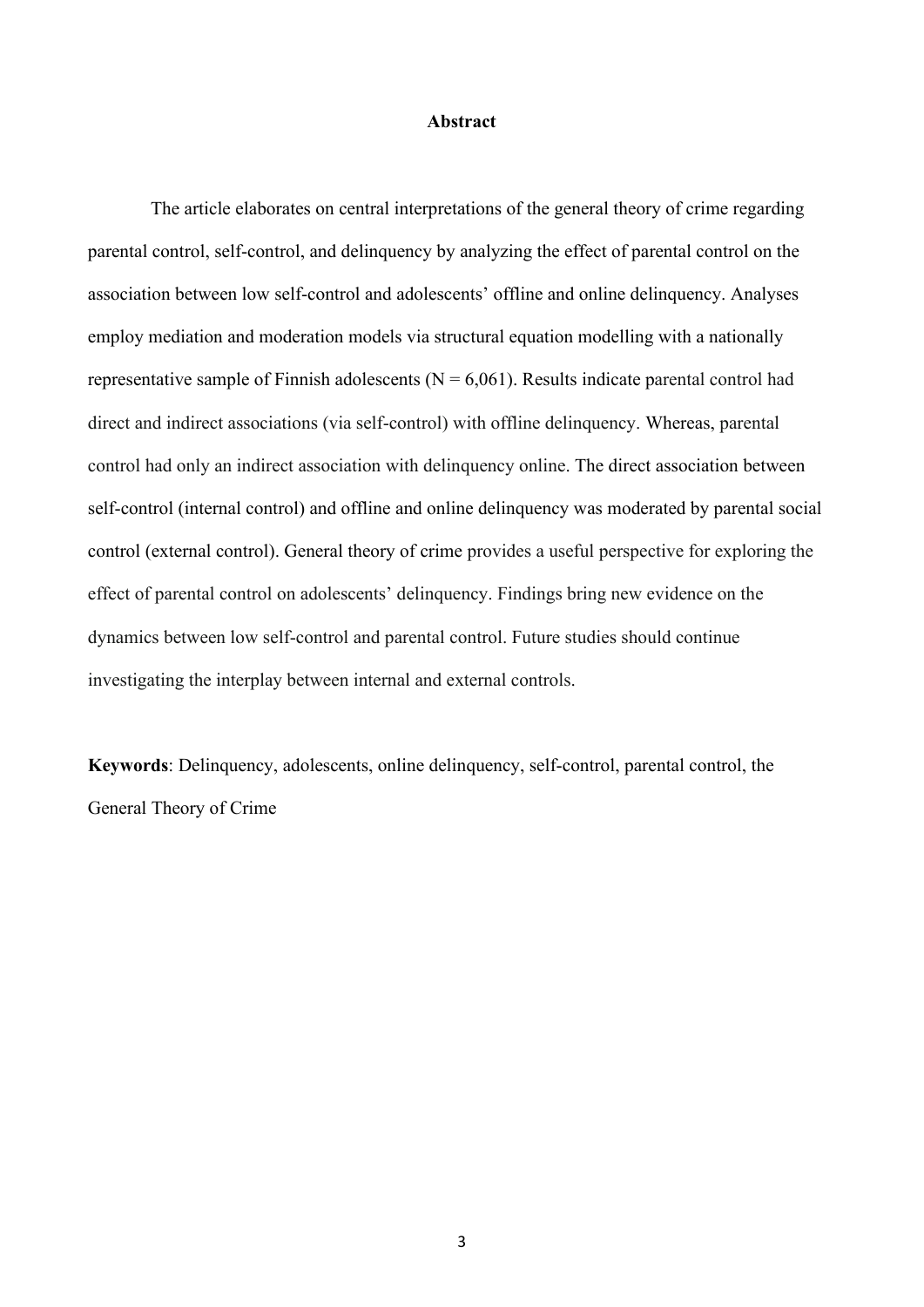## Abstract

The article elaborates on central interpretations of the general theory of crime regarding parental control, self-control, and delinquency by analyzing the effect of parental control on the association between low self-control and adolescents' offline and online delinquency. Analyses employ mediation and moderation models via structural equation modelling with a nationally representative sample of Finnish adolescents ($N = 6{,}061$). Results indicate parental control had direct and indirect associations (via self-control) with offline delinquency. Whereas, parental control had only an indirect association with delinquency online. The direct association between self-control (internal control) and offline and online delinquency was moderated by parental social control (external control). General theory of crime provides a useful perspective for exploring the effect of parental control on adolescents' delinquency. Findings bring new evidence on the dynamics between low self-control and parental control. Future studies should continue investigating the interplay between internal and external controls.

**Keywords**: Delinquency, adolescents, online delinquency, self-control, parental control, the General Theory of Crime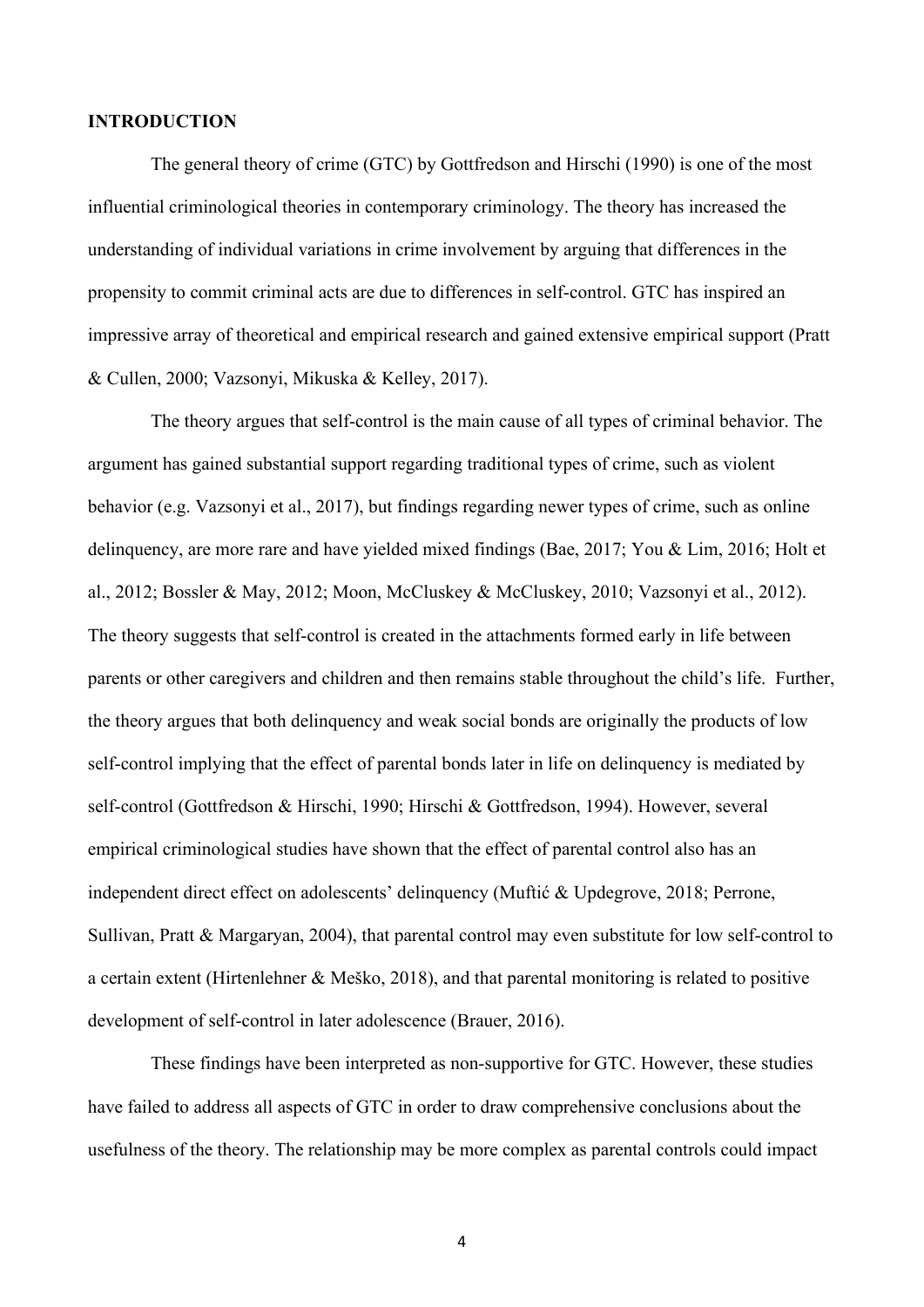## INTRODUCTION

The general theory of crime (GTC) by Gottfredson and Hirschi (1990) is one of the most influential criminological theories in contemporary criminology. The theory has increased the understanding of individual variations in crime involvement by arguing that differences in the propensity to commit criminal acts are due to differences in self-control. GTC has inspired an impressive array of theoretical and empirical research and gained extensive empirical support (Pratt & Cullen, 2000; Vazsonyi, Mikuska & Kelley, 2017).

The theory argues that self-control is the main cause of all types of criminal behavior. The argument has gained substantial support regarding traditional types of crime, such as violent behavior (e.g. Vazsonyi et al., 2017), but findings regarding newer types of crime, such as online delinquency, are more rare and have yielded mixed findings (Bae, 2017; You & Lim, 2016; Holt et al., 2012; Bossler & May, 2012; Moon, McCluskey & McCluskey, 2010; Vazsonyi et al., 2012). The theory suggests that self-control is created in the attachments formed early in life between parents or other caregivers and children and then remains stable throughout the child's life. Further, the theory argues that both delinquency and weak social bonds are originally the products of low self-control implying that the effect of parental bonds later in life on delinquency is mediated by self-control (Gottfredson & Hirschi, 1990; Hirschi & Gottfredson, 1994). However, several empirical criminological studies have shown that the effect of parental control also has an independent direct effect on adolescents' delinquency (Muftić & Updegrove, 2018; Perrone, Sullivan, Pratt & Margaryan, 2004), that parental control may even substitute for low self-control to a certain extent (Hirtenlehner & Meško, 2018), and that parental monitoring is related to positive development of self-control in later adolescence (Brauer, 2016).

These findings have been interpreted as non-supportive for GTC. However, these studies have failed to address all aspects of GTC in order to draw comprehensive conclusions about the usefulness of the theory. The relationship may be more complex as parental controls could impact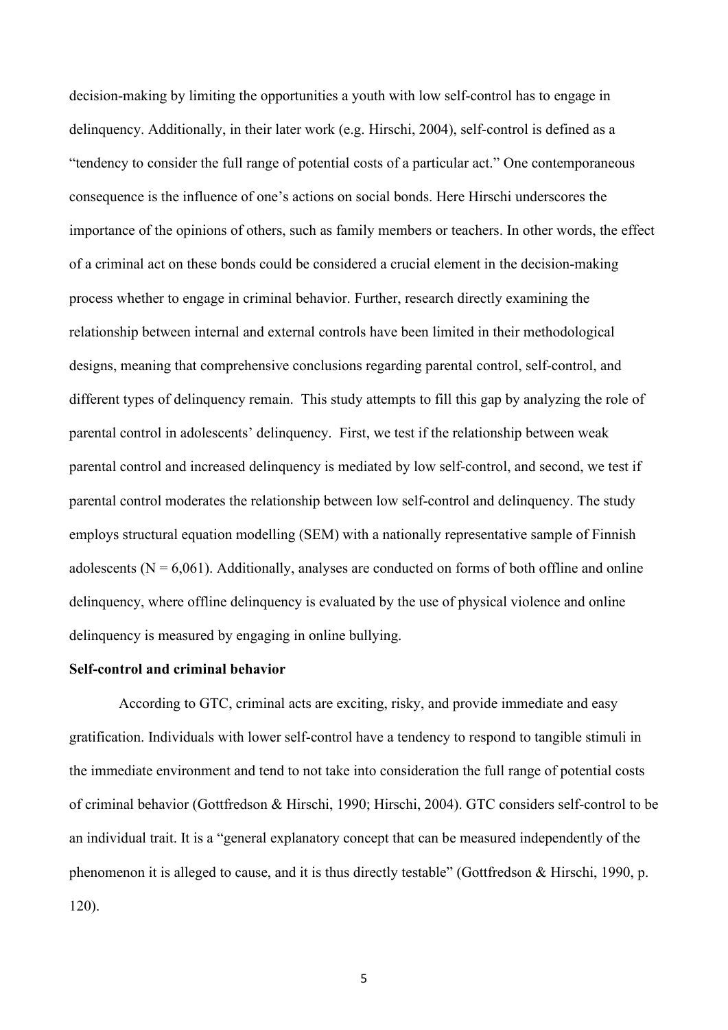decision-making by limiting the opportunities a youth with low self-control has to engage in delinquency. Additionally, in their later work (e.g. Hirschi, 2004), self-control is defined as a "tendency to consider the full range of potential costs of a particular act." One contemporaneous consequence is the influence of one's actions on social bonds. Here Hirschi underscores the importance of the opinions of others, such as family members or teachers. In other words, the effect of a criminal act on these bonds could be considered a crucial element in the decision-making process whether to engage in criminal behavior. Further, research directly examining the relationship between internal and external controls have been limited in their methodological designs, meaning that comprehensive conclusions regarding parental control, self-control, and different types of delinquency remain. This study attempts to fill this gap by analyzing the role of parental control in adolescents' delinquency. First, we test if the relationship between weak parental control and increased delinquency is mediated by low self-control, and second, we test if parental control moderates the relationship between low self-control and delinquency. The study employs structural equation modelling (SEM) with a nationally representative sample of Finnish adolescents (N = 6,061). Additionally, analyses are conducted on forms of both offline and online delinquency, where offline delinquency is evaluated by the use of physical violence and online delinquency is measured by engaging in online bullying.

**Self-control and criminal behavior**

According to GTC, criminal acts are exciting, risky, and provide immediate and easy gratification. Individuals with lower self-control have a tendency to respond to tangible stimuli in the immediate environment and tend to not take into consideration the full range of potential costs of criminal behavior (Gottfredson & Hirschi, 1990; Hirschi, 2004). GTC considers self-control to be an individual trait. It is a "general explanatory concept that can be measured independently of the phenomenon it is alleged to cause, and it is thus directly testable" (Gottfredson & Hirschi, 1990, p. 120).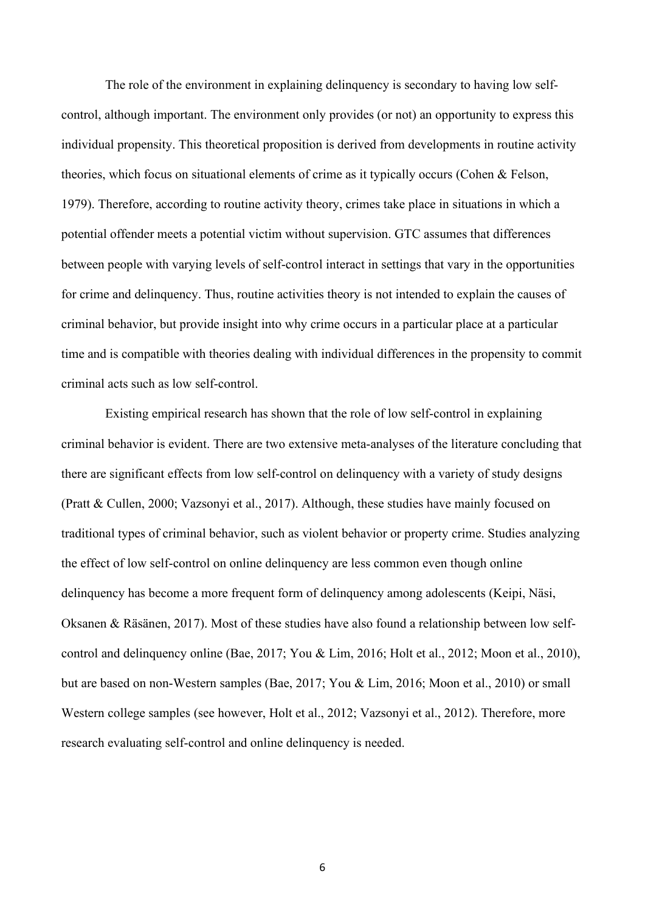The role of the environment in explaining delinquency is secondary to having low self-control, although important. The environment only provides (or not) an opportunity to express this individual propensity. This theoretical proposition is derived from developments in routine activity theories, which focus on situational elements of crime as it typically occurs (Cohen & Felson, 1979). Therefore, according to routine activity theory, crimes take place in situations in which a potential offender meets a potential victim without supervision. GTC assumes that differences between people with varying levels of self-control interact in settings that vary in the opportunities for crime and delinquency. Thus, routine activities theory is not intended to explain the causes of criminal behavior, but provide insight into why crime occurs in a particular place at a particular time and is compatible with theories dealing with individual differences in the propensity to commit criminal acts such as low self-control.

Existing empirical research has shown that the role of low self-control in explaining criminal behavior is evident. There are two extensive meta-analyses of the literature concluding that there are significant effects from low self-control on delinquency with a variety of study designs (Pratt & Cullen, 2000; Vazsonyi et al., 2017). Although, these studies have mainly focused on traditional types of criminal behavior, such as violent behavior or property crime. Studies analyzing the effect of low self-control on online delinquency are less common even though online delinquency has become a more frequent form of delinquency among adolescents (Keipi, Näsi, Oksanen & Räsänen, 2017). Most of these studies have also found a relationship between low self-control and delinquency online (Bae, 2017; You & Lim, 2016; Holt et al., 2012; Moon et al., 2010), but are based on non-Western samples (Bae, 2017; You & Lim, 2016; Moon et al., 2010) or small Western college samples (see however, Holt et al., 2012; Vazsonyi et al., 2012). Therefore, more research evaluating self-control and online delinquency is needed.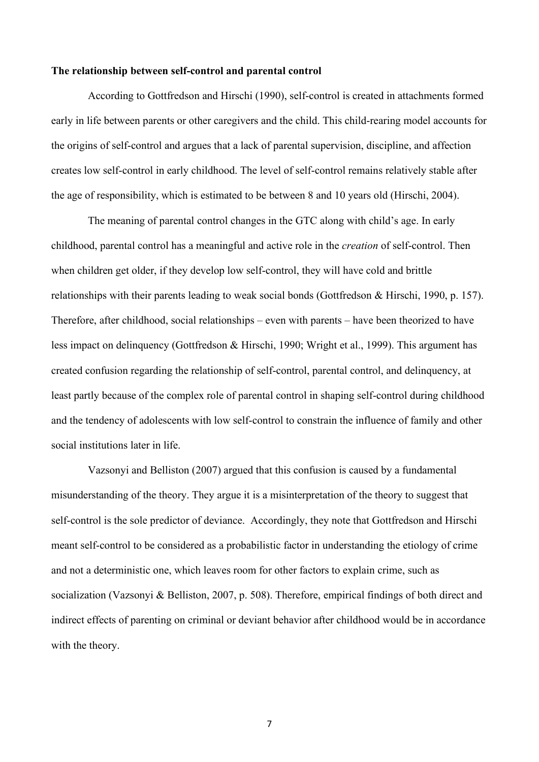**The relationship between self-control and parental control**

According to Gottfredson and Hirschi (1990), self-control is created in attachments formed early in life between parents or other caregivers and the child. This child-rearing model accounts for the origins of self-control and argues that a lack of parental supervision, discipline, and affection creates low self-control in early childhood. The level of self-control remains relatively stable after the age of responsibility, which is estimated to be between 8 and 10 years old (Hirschi, 2004).

The meaning of parental control changes in the GTC along with child's age. In early childhood, parental control has a meaningful and active role in the *creation* of self-control. Then when children get older, if they develop low self-control, they will have cold and brittle relationships with their parents leading to weak social bonds (Gottfredson & Hirschi, 1990, p. 157). Therefore, after childhood, social relationships – even with parents – have been theorized to have less impact on delinquency (Gottfredson & Hirschi, 1990; Wright et al., 1999). This argument has created confusion regarding the relationship of self-control, parental control, and delinquency, at least partly because of the complex role of parental control in shaping self-control during childhood and the tendency of adolescents with low self-control to constrain the influence of family and other social institutions later in life.

Vazsonyi and Belliston (2007) argued that this confusion is caused by a fundamental misunderstanding of the theory. They argue it is a misinterpretation of the theory to suggest that self-control is the sole predictor of deviance. Accordingly, they note that Gottfredson and Hirschi meant self-control to be considered as a probabilistic factor in understanding the etiology of crime and not a deterministic one, which leaves room for other factors to explain crime, such as socialization (Vazsonyi & Belliston, 2007, p. 508). Therefore, empirical findings of both direct and indirect effects of parenting on criminal or deviant behavior after childhood would be in accordance with the theory.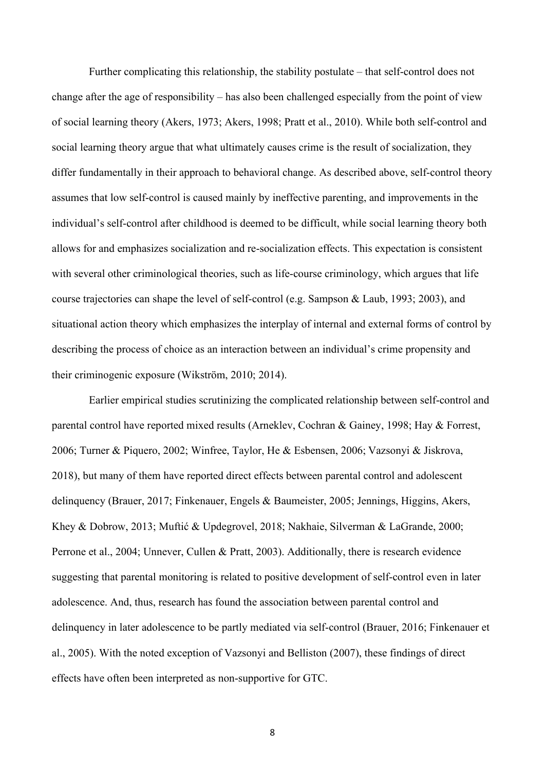Further complicating this relationship, the stability postulate – that self-control does not change after the age of responsibility – has also been challenged especially from the point of view of social learning theory (Akers, 1973; Akers, 1998; Pratt et al., 2010). While both self-control and social learning theory argue that what ultimately causes crime is the result of socialization, they differ fundamentally in their approach to behavioral change. As described above, self-control theory assumes that low self-control is caused mainly by ineffective parenting, and improvements in the individual's self-control after childhood is deemed to be difficult, while social learning theory both allows for and emphasizes socialization and re-socialization effects. This expectation is consistent with several other criminological theories, such as life-course criminology, which argues that life course trajectories can shape the level of self-control (e.g. Sampson & Laub, 1993; 2003), and situational action theory which emphasizes the interplay of internal and external forms of control by describing the process of choice as an interaction between an individual's crime propensity and their criminogenic exposure (Wikström, 2010; 2014).

Earlier empirical studies scrutinizing the complicated relationship between self-control and parental control have reported mixed results (Arneklev, Cochran & Gainey, 1998; Hay & Forrest, 2006; Turner & Piquero, 2002; Winfree, Taylor, He & Esbensen, 2006; Vazsonyi & Jiskrova, 2018), but many of them have reported direct effects between parental control and adolescent delinquency (Brauer, 2017; Finkenauer, Engels & Baumeister, 2005; Jennings, Higgins, Akers, Khey & Dobrow, 2013; Muftić & Updegrovel, 2018; Nakhaie, Silverman & LaGrande, 2000; Perrone et al., 2004; Unnever, Cullen & Pratt, 2003). Additionally, there is research evidence suggesting that parental monitoring is related to positive development of self-control even in later adolescence. And, thus, research has found the association between parental control and delinquency in later adolescence to be partly mediated via self-control (Brauer, 2016; Finkenauer et al., 2005). With the noted exception of Vazsonyi and Belliston (2007), these findings of direct effects have often been interpreted as non-supportive for GTC.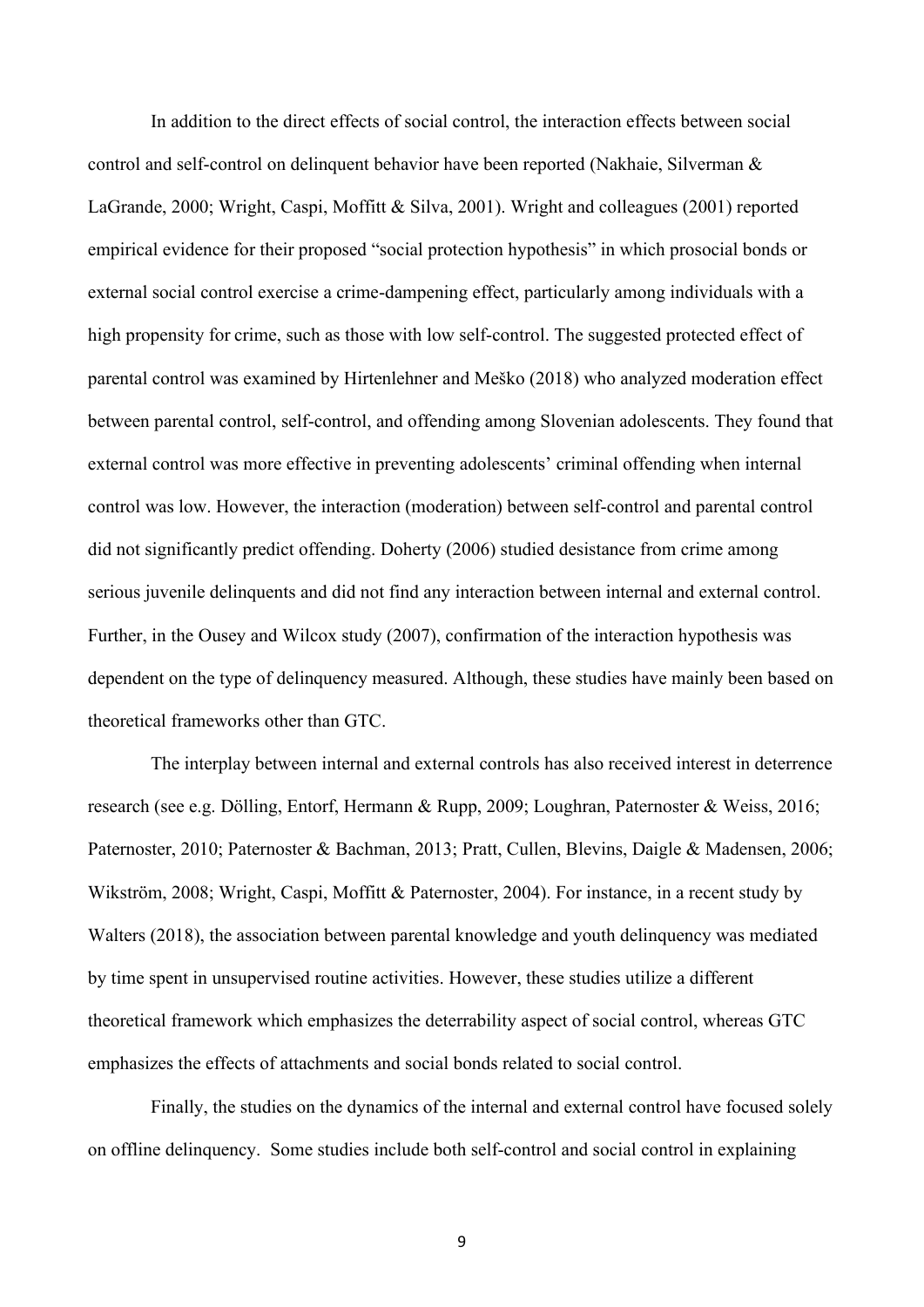In addition to the direct effects of social control, the interaction effects between social control and self-control on delinquent behavior have been reported (Nakhaie, Silverman & LaGrande, 2000; Wright, Caspi, Moffitt & Silva, 2001). Wright and colleagues (2001) reported empirical evidence for their proposed "social protection hypothesis" in which prosocial bonds or external social control exercise a crime-dampening effect, particularly among individuals with a high propensity for crime, such as those with low self-control. The suggested protected effect of parental control was examined by Hirtenlehner and Meško (2018) who analyzed moderation effect between parental control, self-control, and offending among Slovenian adolescents. They found that external control was more effective in preventing adolescents' criminal offending when internal control was low. However, the interaction (moderation) between self-control and parental control did not significantly predict offending. Doherty (2006) studied desistance from crime among serious juvenile delinquents and did not find any interaction between internal and external control. Further, in the Ousey and Wilcox study (2007), confirmation of the interaction hypothesis was dependent on the type of delinquency measured. Although, these studies have mainly been based on theoretical frameworks other than GTC.

The interplay between internal and external controls has also received interest in deterrence research (see e.g. Dölling, Entorf, Hermann & Rupp, 2009; Loughran, Paternoster & Weiss, 2016; Paternoster, 2010; Paternoster & Bachman, 2013; Pratt, Cullen, Blevins, Daigle & Madensen, 2006; Wikström, 2008; Wright, Caspi, Moffitt & Paternoster, 2004). For instance, in a recent study by Walters (2018), the association between parental knowledge and youth delinquency was mediated by time spent in unsupervised routine activities. However, these studies utilize a different theoretical framework which emphasizes the deterrability aspect of social control, whereas GTC emphasizes the effects of attachments and social bonds related to social control.

Finally, the studies on the dynamics of the internal and external control have focused solely on offline delinquency. Some studies include both self-control and social control in explaining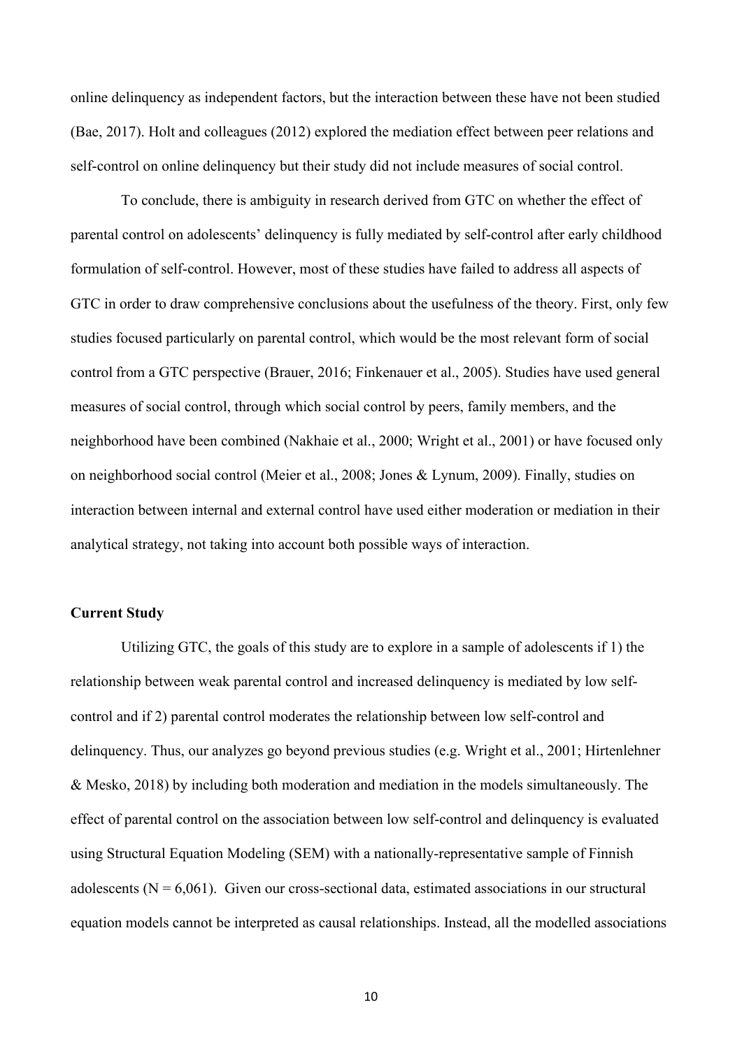online delinquency as independent factors, but the interaction between these have not been studied (Bae, 2017). Holt and colleagues (2012) explored the mediation effect between peer relations and self-control on online delinquency but their study did not include measures of social control.

To conclude, there is ambiguity in research derived from GTC on whether the effect of parental control on adolescents' delinquency is fully mediated by self-control after early childhood formulation of self-control. However, most of these studies have failed to address all aspects of GTC in order to draw comprehensive conclusions about the usefulness of the theory. First, only few studies focused particularly on parental control, which would be the most relevant form of social control from a GTC perspective (Brauer, 2016; Finkenauer et al., 2005). Studies have used general measures of social control, through which social control by peers, family members, and the neighborhood have been combined (Nakhaie et al., 2000; Wright et al., 2001) or have focused only on neighborhood social control (Meier et al., 2008; Jones & Lynum, 2009). Finally, studies on interaction between internal and external control have used either moderation or mediation in their analytical strategy, not taking into account both possible ways of interaction.

### Current Study

Utilizing GTC, the goals of this study are to explore in a sample of adolescents if 1) the relationship between weak parental control and increased delinquency is mediated by low self-control and if 2) parental control moderates the relationship between low self-control and delinquency. Thus, our analyzes go beyond previous studies (e.g. Wright et al., 2001; Hirtenlehner & Mesko, 2018) by including both moderation and mediation in the models simultaneously. The effect of parental control on the association between low self-control and delinquency is evaluated using Structural Equation Modeling (SEM) with a nationally-representative sample of Finnish adolescents (N = 6,061). Given our cross-sectional data, estimated associations in our structural equation models cannot be interpreted as causal relationships. Instead, all the modelled associations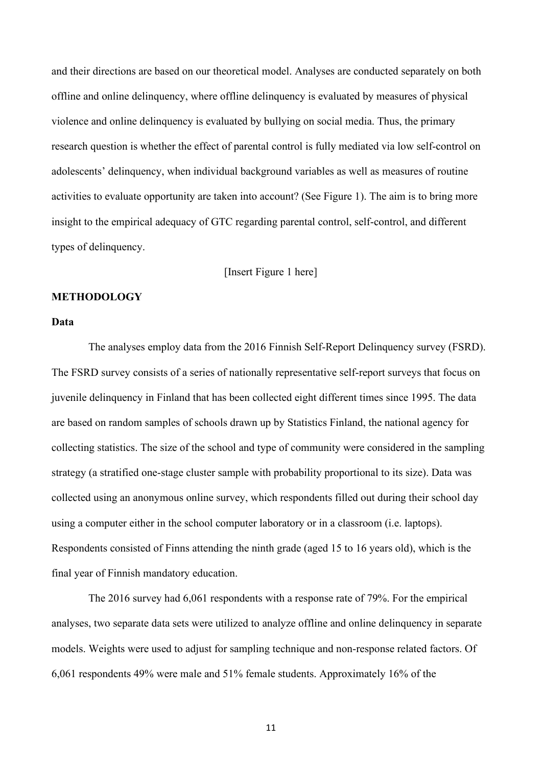and their directions are based on our theoretical model. Analyses are conducted separately on both offline and online delinquency, where offline delinquency is evaluated by measures of physical violence and online delinquency is evaluated by bullying on social media. Thus, the primary research question is whether the effect of parental control is fully mediated via low self-control on adolescents' delinquency, when individual background variables as well as measures of routine activities to evaluate opportunity are taken into account? (See Figure 1). The aim is to bring more insight to the empirical adequacy of GTC regarding parental control, self-control, and different types of delinquency.

[Insert Figure 1 here]

## METHODOLOGY

### Data

The analyses employ data from the 2016 Finnish Self-Report Delinquency survey (FSRD). The FSRD survey consists of a series of nationally representative self-report surveys that focus on juvenile delinquency in Finland that has been collected eight different times since 1995. The data are based on random samples of schools drawn up by Statistics Finland, the national agency for collecting statistics. The size of the school and type of community were considered in the sampling strategy (a stratified one-stage cluster sample with probability proportional to its size). Data was collected using an anonymous online survey, which respondents filled out during their school day using a computer either in the school computer laboratory or in a classroom (i.e. laptops). Respondents consisted of Finns attending the ninth grade (aged 15 to 16 years old), which is the final year of Finnish mandatory education.

The 2016 survey had 6,061 respondents with a response rate of 79%. For the empirical analyses, two separate data sets were utilized to analyze offline and online delinquency in separate models. Weights were used to adjust for sampling technique and non-response related factors. Of 6,061 respondents 49% were male and 51% female students. Approximately 16% of the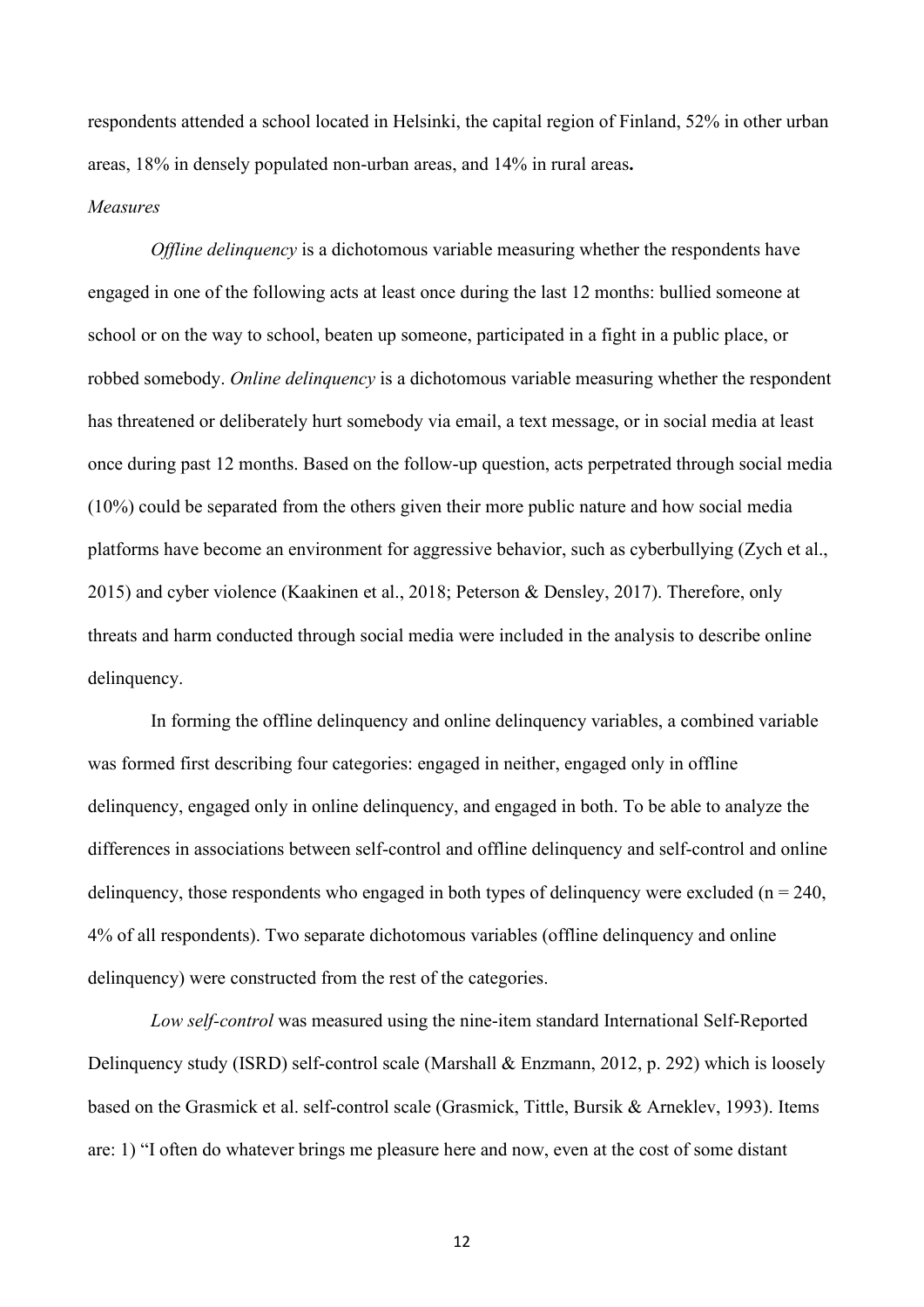respondents attended a school located in Helsinki, the capital region of Finland, 52% in other urban areas, 18% in densely populated non-urban areas, and 14% in rural areas**.**

*Measures*

*Offline delinquency* is a dichotomous variable measuring whether the respondents have engaged in one of the following acts at least once during the last 12 months: bullied someone at school or on the way to school, beaten up someone, participated in a fight in a public place, or robbed somebody. *Online delinquency* is a dichotomous variable measuring whether the respondent has threatened or deliberately hurt somebody via email, a text message, or in social media at least once during past 12 months. Based on the follow-up question, acts perpetrated through social media (10%) could be separated from the others given their more public nature and how social media platforms have become an environment for aggressive behavior, such as cyberbullying (Zych et al., 2015) and cyber violence (Kaakinen et al., 2018; Peterson & Densley, 2017). Therefore, only threats and harm conducted through social media were included in the analysis to describe online delinquency.

In forming the offline delinquency and online delinquency variables, a combined variable was formed first describing four categories: engaged in neither, engaged only in offline delinquency, engaged only in online delinquency, and engaged in both. To be able to analyze the differences in associations between self-control and offline delinquency and self-control and online delinquency, those respondents who engaged in both types of delinquency were excluded ($n = 240$, 4% of all respondents). Two separate dichotomous variables (offline delinquency and online delinquency) were constructed from the rest of the categories.

*Low self-control* was measured using the nine-item standard International Self-Reported Delinquency study (ISRD) self-control scale (Marshall & Enzmann, 2012, p. 292) which is loosely based on the Grasmick et al. self-control scale (Grasmick, Tittle, Bursik & Arneklev, 1993). Items are: 1) "I often do whatever brings me pleasure here and now, even at the cost of some distant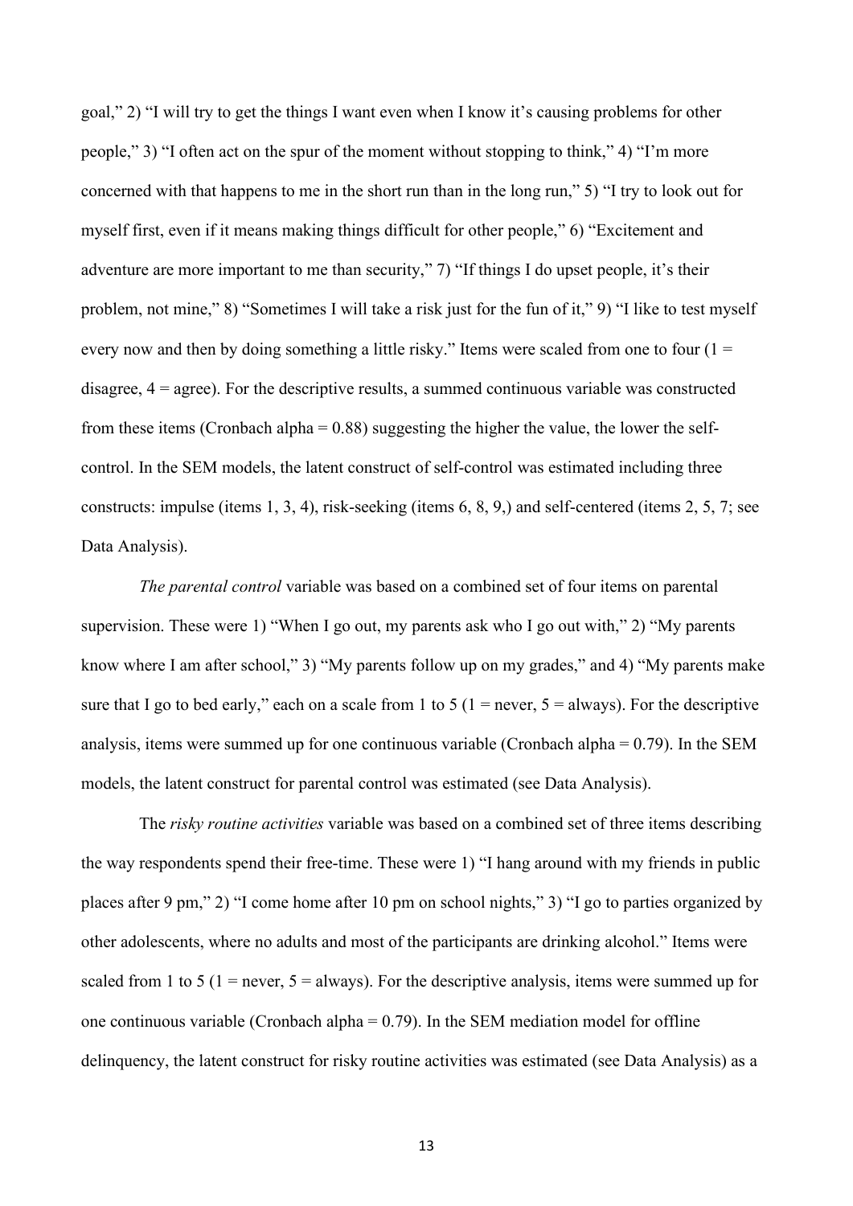goal," 2) "I will try to get the things I want even when I know it's causing problems for other people," 3) "I often act on the spur of the moment without stopping to think," 4) "I'm more concerned with that happens to me in the short run than in the long run," 5) "I try to look out for myself first, even if it means making things difficult for other people," 6) "Excitement and adventure are more important to me than security," 7) "If things I do upset people, it's their problem, not mine," 8) "Sometimes I will take a risk just for the fun of it," 9) "I like to test myself every now and then by doing something a little risky." Items were scaled from one to four (1 = disagree, 4 = agree). For the descriptive results, a summed continuous variable was constructed from these items (Cronbach alpha = 0.88) suggesting the higher the value, the lower the self-control. In the SEM models, the latent construct of self-control was estimated including three constructs: impulse (items 1, 3, 4), risk-seeking (items 6, 8, 9,) and self-centered (items 2, 5, 7; see Data Analysis).

*The parental control* variable was based on a combined set of four items on parental supervision. These were 1) "When I go out, my parents ask who I go out with," 2) "My parents know where I am after school," 3) "My parents follow up on my grades," and 4) "My parents make sure that I go to bed early," each on a scale from 1 to 5 (1 = never, 5 = always). For the descriptive analysis, items were summed up for one continuous variable (Cronbach alpha = 0.79). In the SEM models, the latent construct for parental control was estimated (see Data Analysis).

The *risky routine activities* variable was based on a combined set of three items describing the way respondents spend their free-time. These were 1) "I hang around with my friends in public places after 9 pm," 2) "I come home after 10 pm on school nights," 3) "I go to parties organized by other adolescents, where no adults and most of the participants are drinking alcohol." Items were scaled from 1 to 5 (1 = never, 5 = always). For the descriptive analysis, items were summed up for one continuous variable (Cronbach alpha = 0.79). In the SEM mediation model for offline delinquency, the latent construct for risky routine activities was estimated (see Data Analysis) as a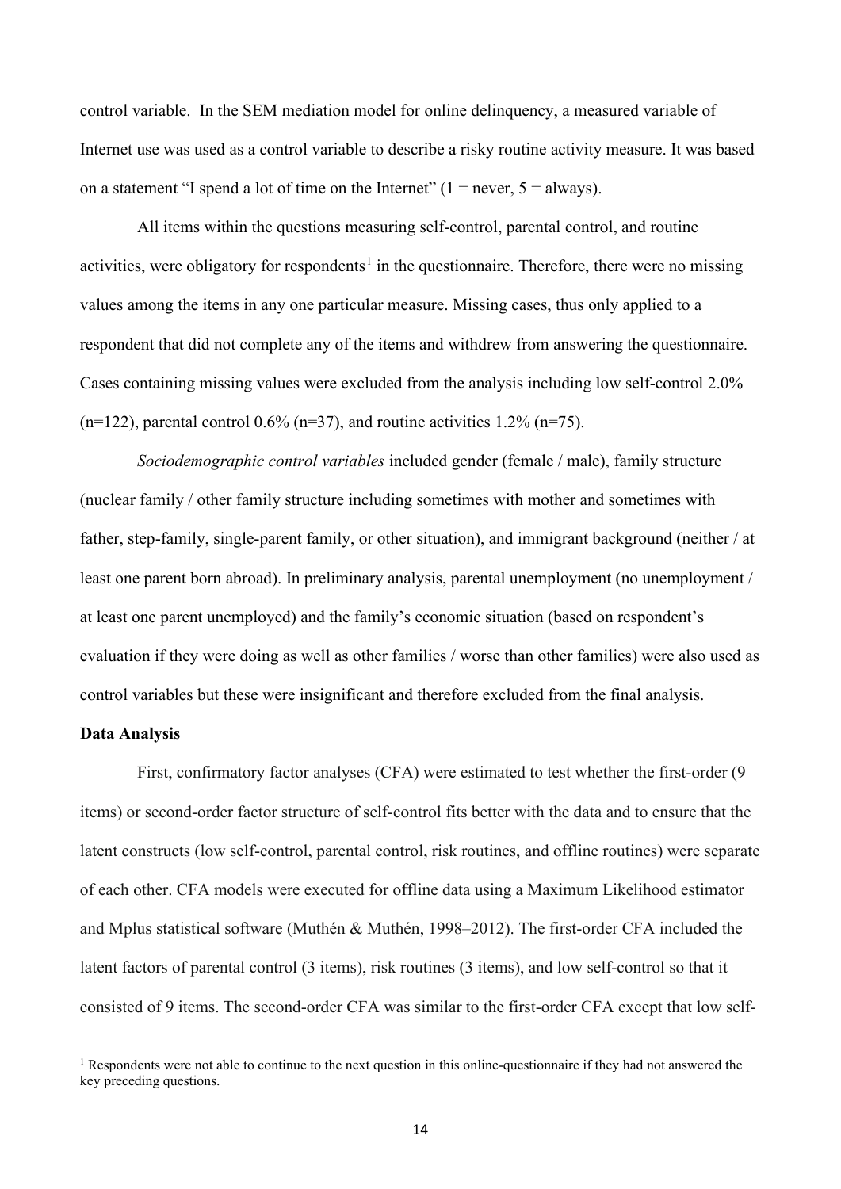control variable. In the SEM mediation model for online delinquency, a measured variable of Internet use was used as a control variable to describe a risky routine activity measure. It was based on a statement "I spend a lot of time on the Internet" (1 = never, 5 = always).

All items within the questions measuring self-control, parental control, and routine activities, were obligatory for respondents[1] in the questionnaire. Therefore, there were no missing values among the items in any one particular measure. Missing cases, thus only applied to a respondent that did not complete any of the items and withdrew from answering the questionnaire. Cases containing missing values were excluded from the analysis including low self-control 2.0% (n=122), parental control 0.6% (n=37), and routine activities 1.2% (n=75).

*Sociodemographic control variables* included gender (female / male), family structure (nuclear family / other family structure including sometimes with mother and sometimes with father, step-family, single-parent family, or other situation), and immigrant background (neither / at least one parent born abroad). In preliminary analysis, parental unemployment (no unemployment / at least one parent unemployed) and the family's economic situation (based on respondent's evaluation if they were doing as well as other families / worse than other families) were also used as control variables but these were insignificant and therefore excluded from the final analysis.

**Data Analysis**

First, confirmatory factor analyses (CFA) were estimated to test whether the first-order (9 items) or second-order factor structure of self-control fits better with the data and to ensure that the latent constructs (low self-control, parental control, risk routines, and offline routines) were separate of each other. CFA models were executed for offline data using a Maximum Likelihood estimator and Mplus statistical software (Muthén & Muthén, 1998–2012). The first-order CFA included the latent factors of parental control (3 items), risk routines (3 items), and low self-control so that it consisted of 9 items. The second-order CFA was similar to the first-order CFA except that low self-

[1] Respondents were not able to continue to the next question in this online-questionnaire if they had not answered the key preceding questions.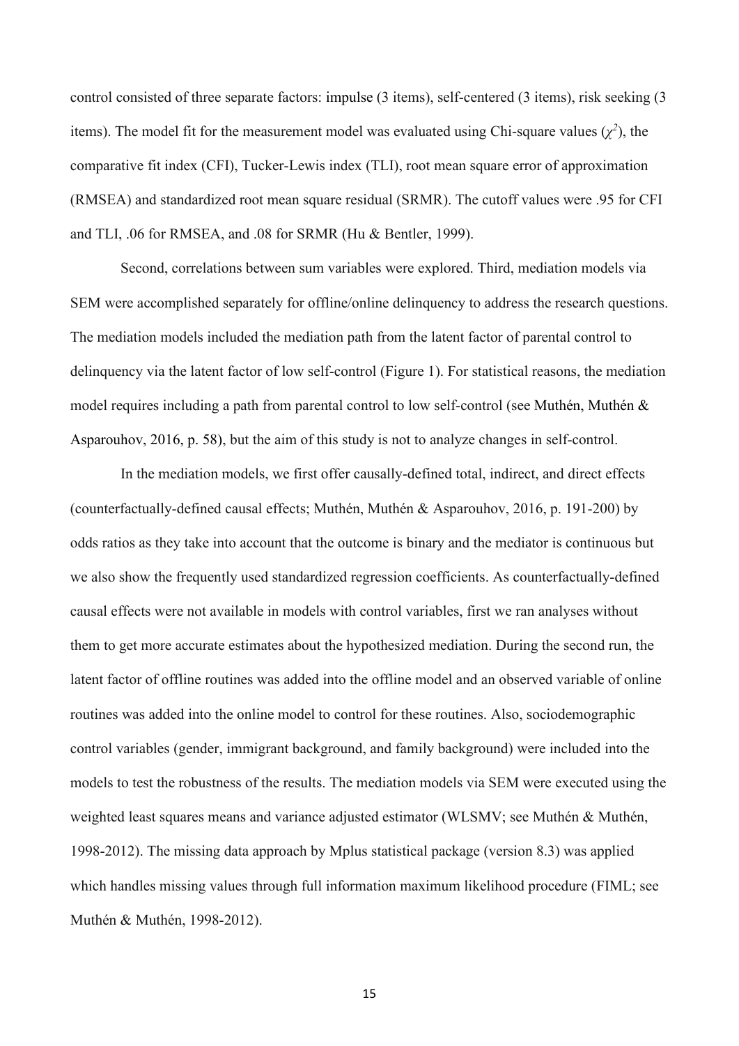control consisted of three separate factors: impulse (3 items), self-centered (3 items), risk seeking (3 items). The model fit for the measurement model was evaluated using Chi-square values ($\chi^2$), the comparative fit index (CFI), Tucker-Lewis index (TLI), root mean square error of approximation (RMSEA) and standardized root mean square residual (SRMR). The cutoff values were .95 for CFI and TLI, .06 for RMSEA, and .08 for SRMR (Hu & Bentler, 1999).

Second, correlations between sum variables were explored. Third, mediation models via SEM were accomplished separately for offline/online delinquency to address the research questions. The mediation models included the mediation path from the latent factor of parental control to delinquency via the latent factor of low self-control (Figure 1). For statistical reasons, the mediation model requires including a path from parental control to low self-control (see Muthén, Muthén & Asparouhov, 2016, p. 58), but the aim of this study is not to analyze changes in self-control.

In the mediation models, we first offer causally-defined total, indirect, and direct effects (counterfactually-defined causal effects; Muthén, Muthén & Asparouhov, 2016, p. 191-200) by odds ratios as they take into account that the outcome is binary and the mediator is continuous but we also show the frequently used standardized regression coefficients. As counterfactually-defined causal effects were not available in models with control variables, first we ran analyses without them to get more accurate estimates about the hypothesized mediation. During the second run, the latent factor of offline routines was added into the offline model and an observed variable of online routines was added into the online model to control for these routines. Also, sociodemographic control variables (gender, immigrant background, and family background) were included into the models to test the robustness of the results. The mediation models via SEM were executed using the weighted least squares means and variance adjusted estimator (WLSMV; see Muthén & Muthén, 1998-2012). The missing data approach by Mplus statistical package (version 8.3) was applied which handles missing values through full information maximum likelihood procedure (FIML; see Muthén & Muthén, 1998-2012).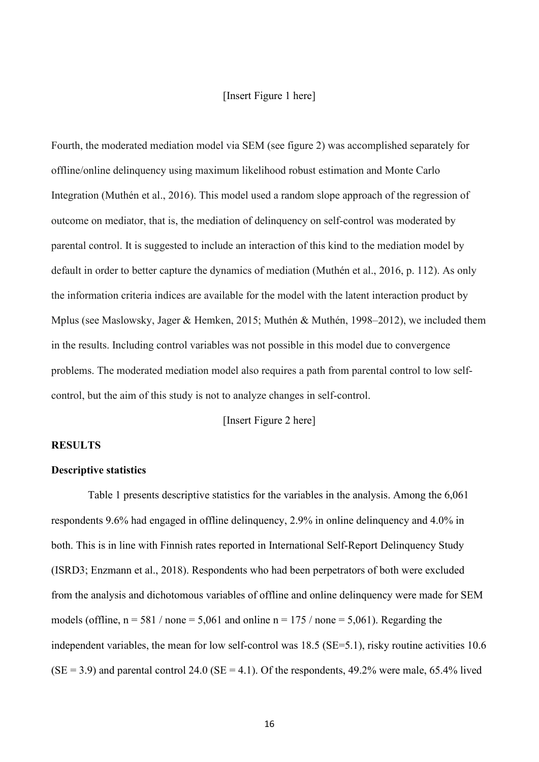[Insert Figure 1 here]

Fourth, the moderated mediation model via SEM (see figure 2) was accomplished separately for offline/online delinquency using maximum likelihood robust estimation and Monte Carlo Integration (Muthén et al., 2016). This model used a random slope approach of the regression of outcome on mediator, that is, the mediation of delinquency on self-control was moderated by parental control. It is suggested to include an interaction of this kind to the mediation model by default in order to better capture the dynamics of mediation (Muthén et al., 2016, p. 112). As only the information criteria indices are available for the model with the latent interaction product by Mplus (see Maslowsky, Jager & Hemken, 2015; Muthén & Muthén, 1998–2012), we included them in the results. Including control variables was not possible in this model due to convergence problems. The moderated mediation model also requires a path from parental control to low self-control, but the aim of this study is not to analyze changes in self-control.

[Insert Figure 2 here]

## RESULTS

### Descriptive statistics

Table 1 presents descriptive statistics for the variables in the analysis. Among the 6,061 respondents 9.6% had engaged in offline delinquency, 2.9% in online delinquency and 4.0% in both. This is in line with Finnish rates reported in International Self-Report Delinquency Study (ISRD3; Enzmann et al., 2018). Respondents who had been perpetrators of both were excluded from the analysis and dichotomous variables of offline and online delinquency were made for SEM models (offline, $n = 581$ / none = 5,061 and online $n = 175$ / none = 5,061). Regarding the independent variables, the mean for low self-control was 18.5 ($SE$=5.1), risky routine activities 10.6 ($SE = 3.9$) and parental control 24.0 ($SE = 4.1$). Of the respondents, 49.2% were male, 65.4% lived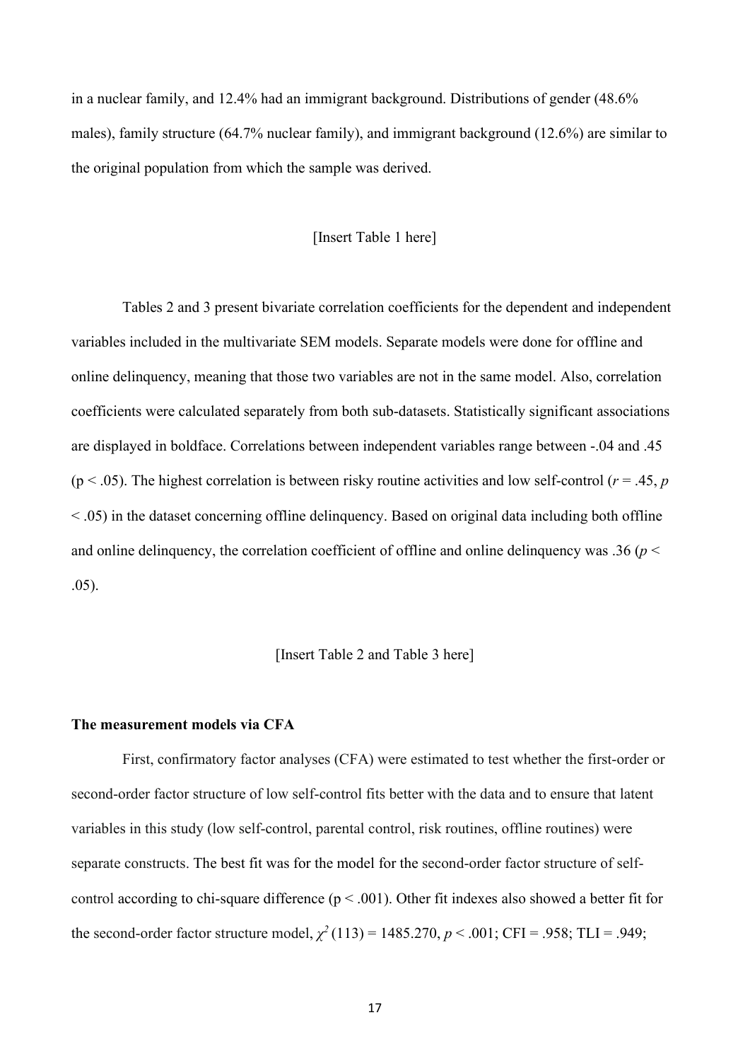in a nuclear family, and 12.4% had an immigrant background. Distributions of gender (48.6% males), family structure (64.7% nuclear family), and immigrant background (12.6%) are similar to the original population from which the sample was derived.

[Insert Table 1 here]

Tables 2 and 3 present bivariate correlation coefficients for the dependent and independent variables included in the multivariate SEM models. Separate models were done for offline and online delinquency, meaning that those two variables are not in the same model. Also, correlation coefficients were calculated separately from both sub-datasets. Statistically significant associations are displayed in boldface. Correlations between independent variables range between -.04 and .45 ($p < .05$). The highest correlation is between risky routine activities and low self-control ($r = .45$, $p < .05$) in the dataset concerning offline delinquency. Based on original data including both offline and online delinquency, the correlation coefficient of offline and online delinquency was .36 ($p < .05$).

[Insert Table 2 and Table 3 here]

**The measurement models via CFA**

First, confirmatory factor analyses (CFA) were estimated to test whether the first-order or second-order factor structure of low self-control fits better with the data and to ensure that latent variables in this study (low self-control, parental control, risk routines, offline routines) were separate constructs. The best fit was for the model for the second-order factor structure of self-control according to chi-square difference ($p < .001$). Other fit indexes also showed a better fit for the second-order factor structure model, $\chi^2$ (113) = 1485.270, $p < .001$; CFI = .958; TLI = .949;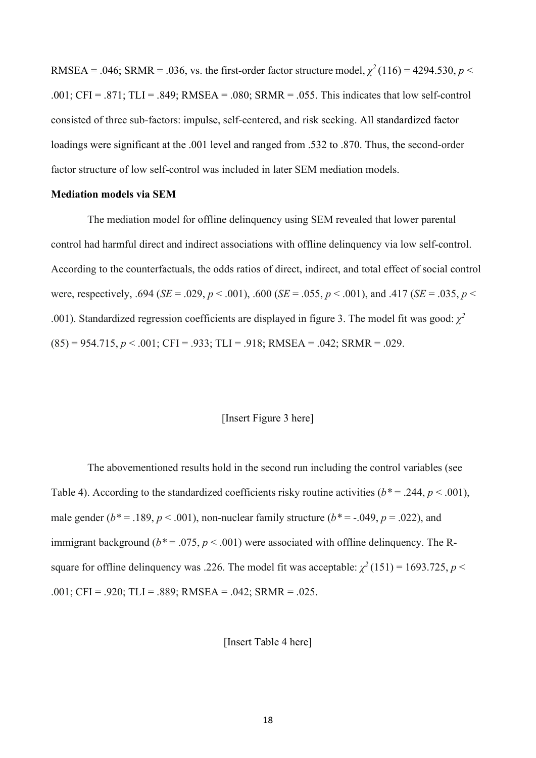RMSEA = .046; SRMR = .036, vs. the first-order factor structure model, $\chi^2$ (116) = 4294.530, $p <$ .001; CFI = .871; TLI = .849; RMSEA = .080; SRMR = .055. This indicates that low self-control consisted of three sub-factors: impulse, self-centered, and risk seeking. All standardized factor loadings were significant at the .001 level and ranged from .532 to .870. Thus, the second-order factor structure of low self-control was included in later SEM mediation models.

**Mediation models via SEM**

The mediation model for offline delinquency using SEM revealed that lower parental control had harmful direct and indirect associations with offline delinquency via low self-control. According to the counterfactuals, the odds ratios of direct, indirect, and total effect of social control were, respectively, .694 (*SE* = .029, $p < .001$), .600 (*SE* = .055, $p < .001$), and .417 (*SE* = .035, $p <$ .001). Standardized regression coefficients are displayed in figure 3. The model fit was good: $\chi^2$ (85) = 954.715, $p < .001$; CFI = .933; TLI = .918; RMSEA = .042; SRMR = .029.

[Insert Figure 3 here]

The abovementioned results hold in the second run including the control variables (see Table 4). According to the standardized coefficients risky routine activities ($b^* = .244$, $p < .001$), male gender ($b^* = .189$, $p < .001$), non-nuclear family structure ($b^* = -.049$, $p = .022$), and immigrant background ($b^* = .075$, $p < .001$) were associated with offline delinquency. The R-square for offline delinquency was .226. The model fit was acceptable: $\chi^2$ (151) = 1693.725, $p <$ .001; CFI = .920; TLI = .889; RMSEA = .042; SRMR = .025.

[Insert Table 4 here]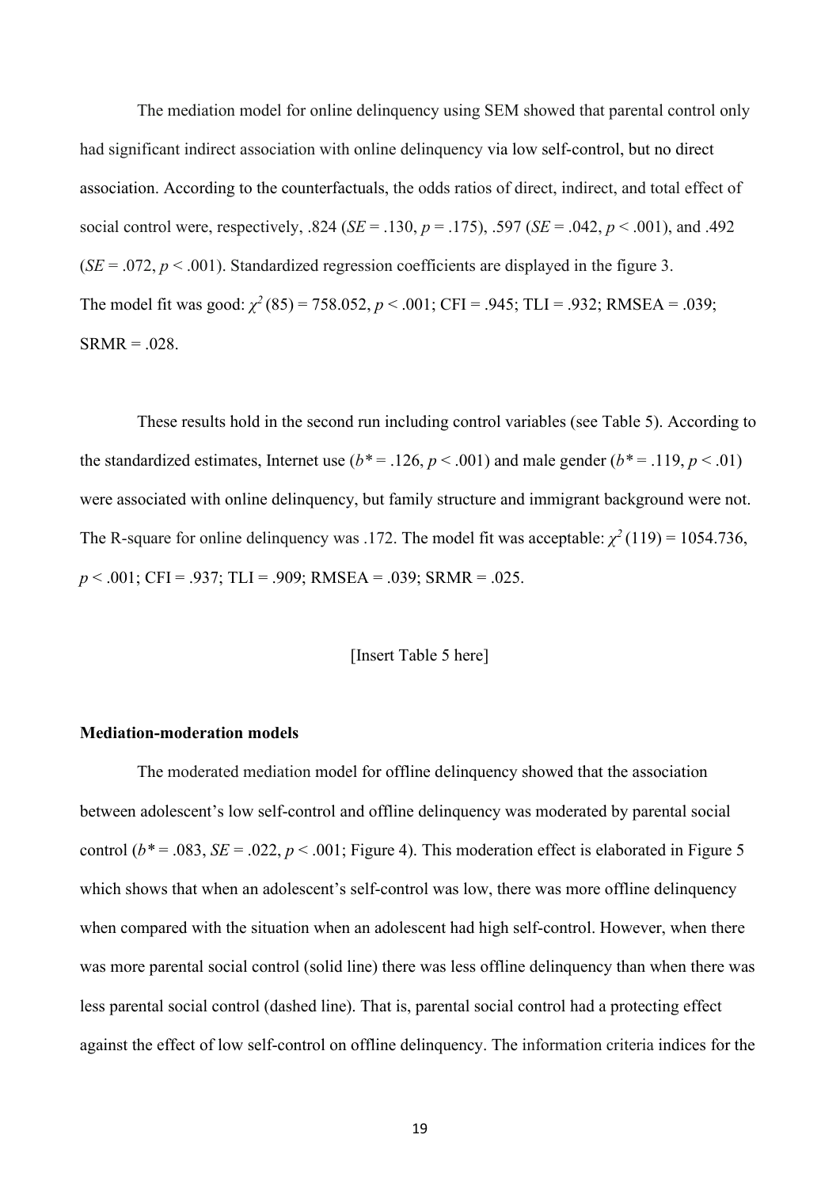The mediation model for online delinquency using SEM showed that parental control only had significant indirect association with online delinquency via low self-control, but no direct association. According to the counterfactuals, the odds ratios of direct, indirect, and total effect of social control were, respectively, .824 (*SE* = .130, $p$ = .175), .597 (*SE* = .042, $p < .001$), and .492 (*SE* = .072, $p < .001$). Standardized regression coefficients are displayed in the figure 3. The model fit was good: $\chi^2(85) = 758.052$, $p < .001$; CFI = .945; TLI = .932; RMSEA = .039; SRMR = .028.

These results hold in the second run including control variables (see Table 5). According to the standardized estimates, Internet use ($b^*$ = .126, $p < .001$) and male gender ($b^*$ = .119, $p < .01$) were associated with online delinquency, but family structure and immigrant background were not. The R-square for online delinquency was .172. The model fit was acceptable: $\chi^2(119) = 1054.736$, $p < .001$; CFI = .937; TLI = .909; RMSEA = .039; SRMR = .025.

[Insert Table 5 here]

**Mediation-moderation models**

The moderated mediation model for offline delinquency showed that the association between adolescent's low self-control and offline delinquency was moderated by parental social control ($b^*$ = .083, *SE* = .022, $p < .001$; Figure 4). This moderation effect is elaborated in Figure 5 which shows that when an adolescent's self-control was low, there was more offline delinquency when compared with the situation when an adolescent had high self-control. However, when there was more parental social control (solid line) there was less offline delinquency than when there was less parental social control (dashed line). That is, parental social control had a protecting effect against the effect of low self-control on offline delinquency. The information criteria indices for the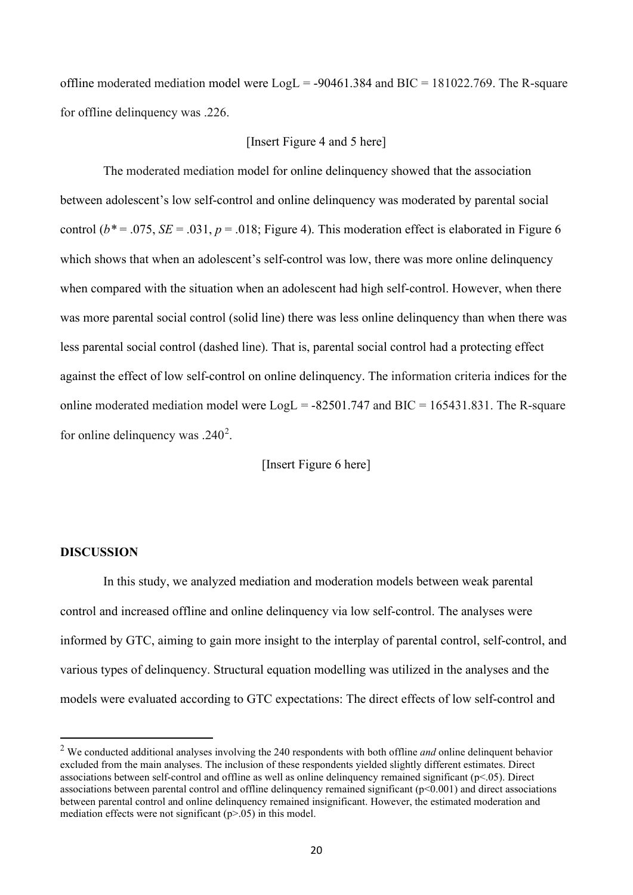offline moderated mediation model were LogL = -90461.384 and BIC = 181022.769. The R-square for offline delinquency was .226.

[Insert Figure 4 and 5 here]

The moderated mediation model for online delinquency showed that the association between adolescent's low self-control and online delinquency was moderated by parental social control ($b^*$ = .075, *SE* = .031, *p* = .018; Figure 4). This moderation effect is elaborated in Figure 6 which shows that when an adolescent's self-control was low, there was more online delinquency when compared with the situation when an adolescent had high self-control. However, when there was more parental social control (solid line) there was less online delinquency than when there was less parental social control (dashed line). That is, parental social control had a protecting effect against the effect of low self-control on online delinquency. The information criteria indices for the online moderated mediation model were LogL = -82501.747 and BIC = 165431.831. The R-square for online delinquency was .240[2].

[Insert Figure 6 here]

**DISCUSSION**

In this study, we analyzed mediation and moderation models between weak parental control and increased offline and online delinquency via low self-control. The analyses were informed by GTC, aiming to gain more insight to the interplay of parental control, self-control, and various types of delinquency. Structural equation modelling was utilized in the analyses and the models were evaluated according to GTC expectations: The direct effects of low self-control and

[2] We conducted additional analyses involving the 240 respondents with both offline *and* online delinquent behavior excluded from the main analyses. The inclusion of these respondents yielded slightly different estimates. Direct associations between self-control and offline as well as online delinquency remained significant ($p<.05$). Direct associations between parental control and offline delinquency remained significant ($p<0.001$) and direct associations between parental control and online delinquency remained insignificant. However, the estimated moderation and mediation effects were not significant ($p>.05$) in this model.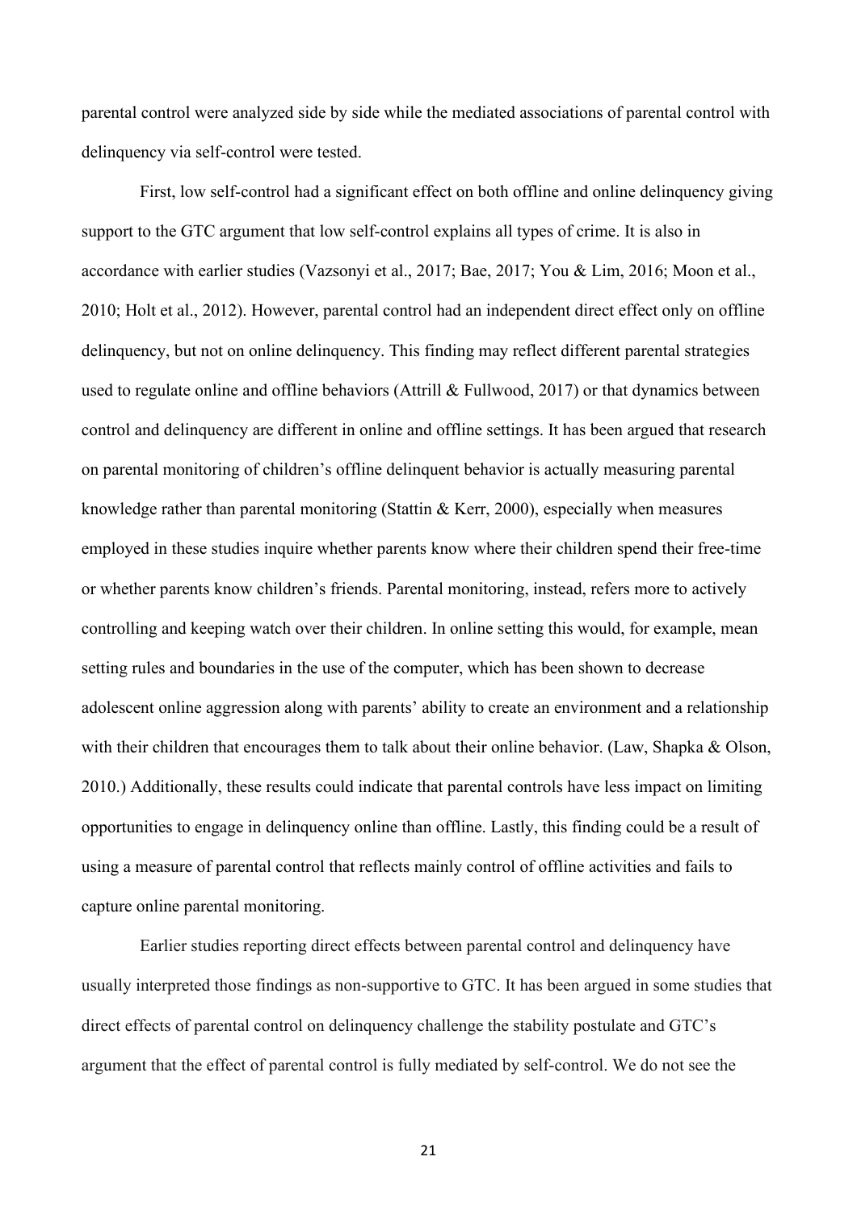parental control were analyzed side by side while the mediated associations of parental control with delinquency via self-control were tested.

First, low self-control had a significant effect on both offline and online delinquency giving support to the GTC argument that low self-control explains all types of crime. It is also in accordance with earlier studies (Vazsonyi et al., 2017; Bae, 2017; You & Lim, 2016; Moon et al., 2010; Holt et al., 2012). However, parental control had an independent direct effect only on offline delinquency, but not on online delinquency. This finding may reflect different parental strategies used to regulate online and offline behaviors (Attrill & Fullwood, 2017) or that dynamics between control and delinquency are different in online and offline settings. It has been argued that research on parental monitoring of children's offline delinquent behavior is actually measuring parental knowledge rather than parental monitoring (Stattin & Kerr, 2000), especially when measures employed in these studies inquire whether parents know where their children spend their free-time or whether parents know children's friends. Parental monitoring, instead, refers more to actively controlling and keeping watch over their children. In online setting this would, for example, mean setting rules and boundaries in the use of the computer, which has been shown to decrease adolescent online aggression along with parents' ability to create an environment and a relationship with their children that encourages them to talk about their online behavior. (Law, Shapka & Olson, 2010.) Additionally, these results could indicate that parental controls have less impact on limiting opportunities to engage in delinquency online than offline. Lastly, this finding could be a result of using a measure of parental control that reflects mainly control of offline activities and fails to capture online parental monitoring.

Earlier studies reporting direct effects between parental control and delinquency have usually interpreted those findings as non-supportive to GTC. It has been argued in some studies that direct effects of parental control on delinquency challenge the stability postulate and GTC's argument that the effect of parental control is fully mediated by self-control. We do not see the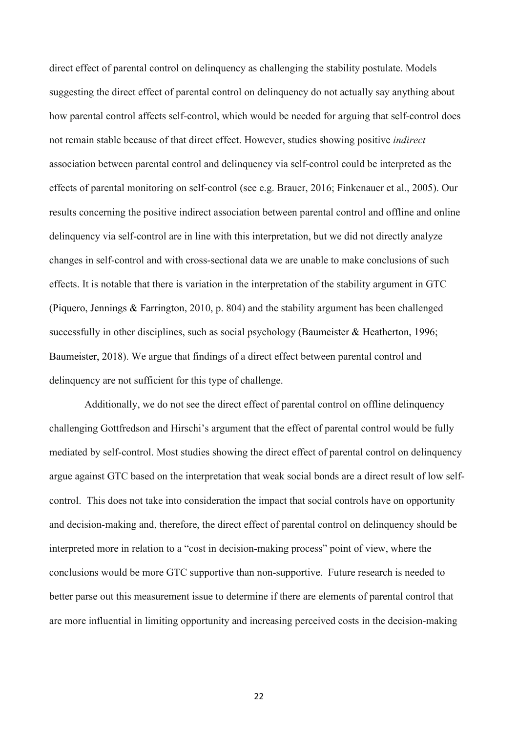direct effect of parental control on delinquency as challenging the stability postulate. Models suggesting the direct effect of parental control on delinquency do not actually say anything about how parental control affects self-control, which would be needed for arguing that self-control does not remain stable because of that direct effect. However, studies showing positive *indirect* association between parental control and delinquency via self-control could be interpreted as the effects of parental monitoring on self-control (see e.g. Brauer, 2016; Finkenauer et al., 2005). Our results concerning the positive indirect association between parental control and offline and online delinquency via self-control are in line with this interpretation, but we did not directly analyze changes in self-control and with cross-sectional data we are unable to make conclusions of such effects. It is notable that there is variation in the interpretation of the stability argument in GTC (Piquero, Jennings & Farrington, 2010, p. 804) and the stability argument has been challenged successfully in other disciplines, such as social psychology (Baumeister & Heatherton, 1996; Baumeister, 2018). We argue that findings of a direct effect between parental control and delinquency are not sufficient for this type of challenge.

Additionally, we do not see the direct effect of parental control on offline delinquency challenging Gottfredson and Hirschi's argument that the effect of parental control would be fully mediated by self-control. Most studies showing the direct effect of parental control on delinquency argue against GTC based on the interpretation that weak social bonds are a direct result of low self-control. This does not take into consideration the impact that social controls have on opportunity and decision-making and, therefore, the direct effect of parental control on delinquency should be interpreted more in relation to a "cost in decision-making process" point of view, where the conclusions would be more GTC supportive than non-supportive. Future research is needed to better parse out this measurement issue to determine if there are elements of parental control that are more influential in limiting opportunity and increasing perceived costs in the decision-making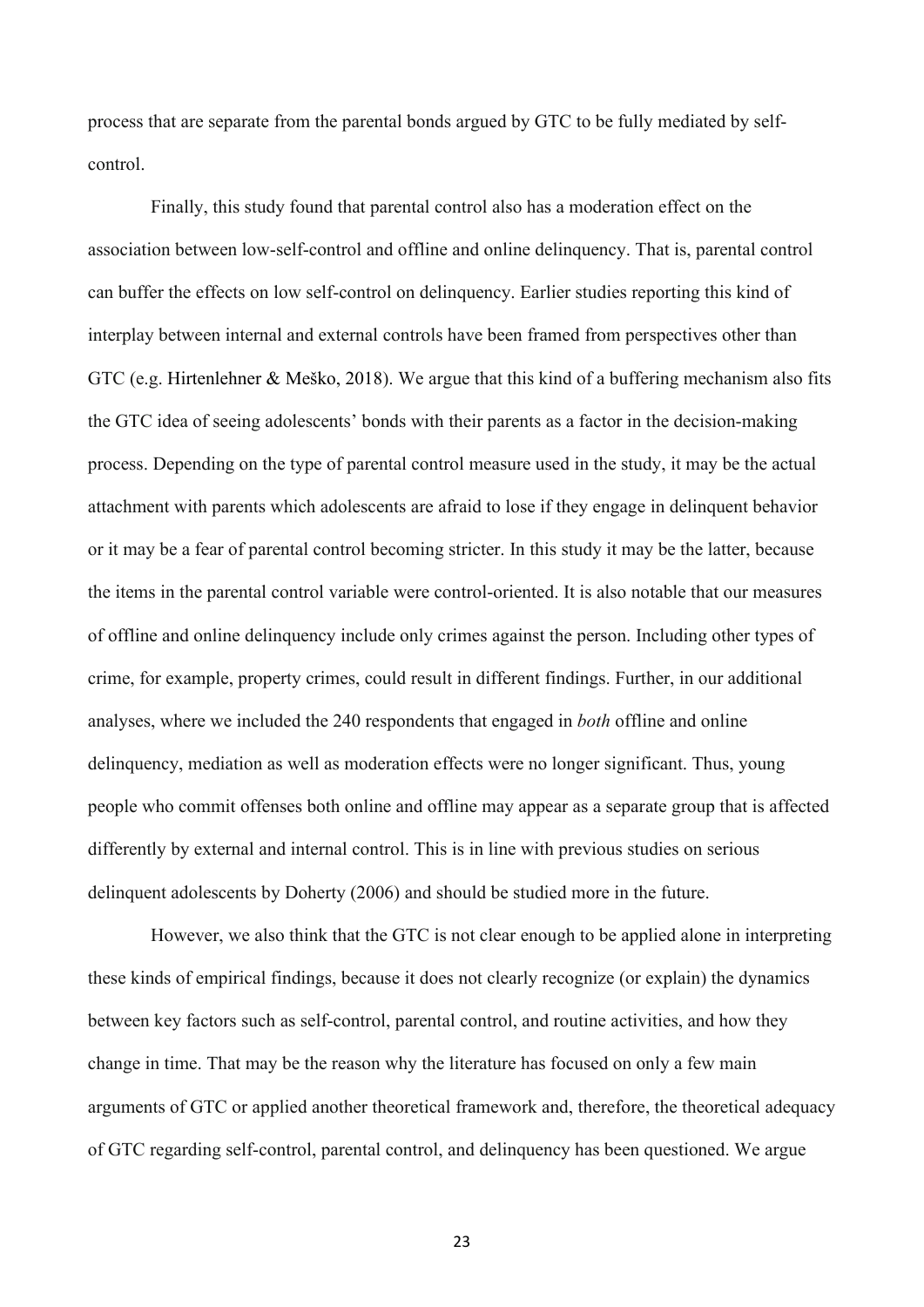process that are separate from the parental bonds argued by GTC to be fully mediated by self-control.

Finally, this study found that parental control also has a moderation effect on the association between low-self-control and offline and online delinquency. That is, parental control can buffer the effects on low self-control on delinquency. Earlier studies reporting this kind of interplay between internal and external controls have been framed from perspectives other than GTC (e.g. Hirtenlehner & Meško, 2018). We argue that this kind of a buffering mechanism also fits the GTC idea of seeing adolescents' bonds with their parents as a factor in the decision-making process. Depending on the type of parental control measure used in the study, it may be the actual attachment with parents which adolescents are afraid to lose if they engage in delinquent behavior or it may be a fear of parental control becoming stricter. In this study it may be the latter, because the items in the parental control variable were control-oriented. It is also notable that our measures of offline and online delinquency include only crimes against the person. Including other types of crime, for example, property crimes, could result in different findings. Further, in our additional analyses, where we included the 240 respondents that engaged in *both* offline and online delinquency, mediation as well as moderation effects were no longer significant. Thus, young people who commit offenses both online and offline may appear as a separate group that is affected differently by external and internal control. This is in line with previous studies on serious delinquent adolescents by Doherty (2006) and should be studied more in the future.

However, we also think that the GTC is not clear enough to be applied alone in interpreting these kinds of empirical findings, because it does not clearly recognize (or explain) the dynamics between key factors such as self-control, parental control, and routine activities, and how they change in time. That may be the reason why the literature has focused on only a few main arguments of GTC or applied another theoretical framework and, therefore, the theoretical adequacy of GTC regarding self-control, parental control, and delinquency has been questioned. We argue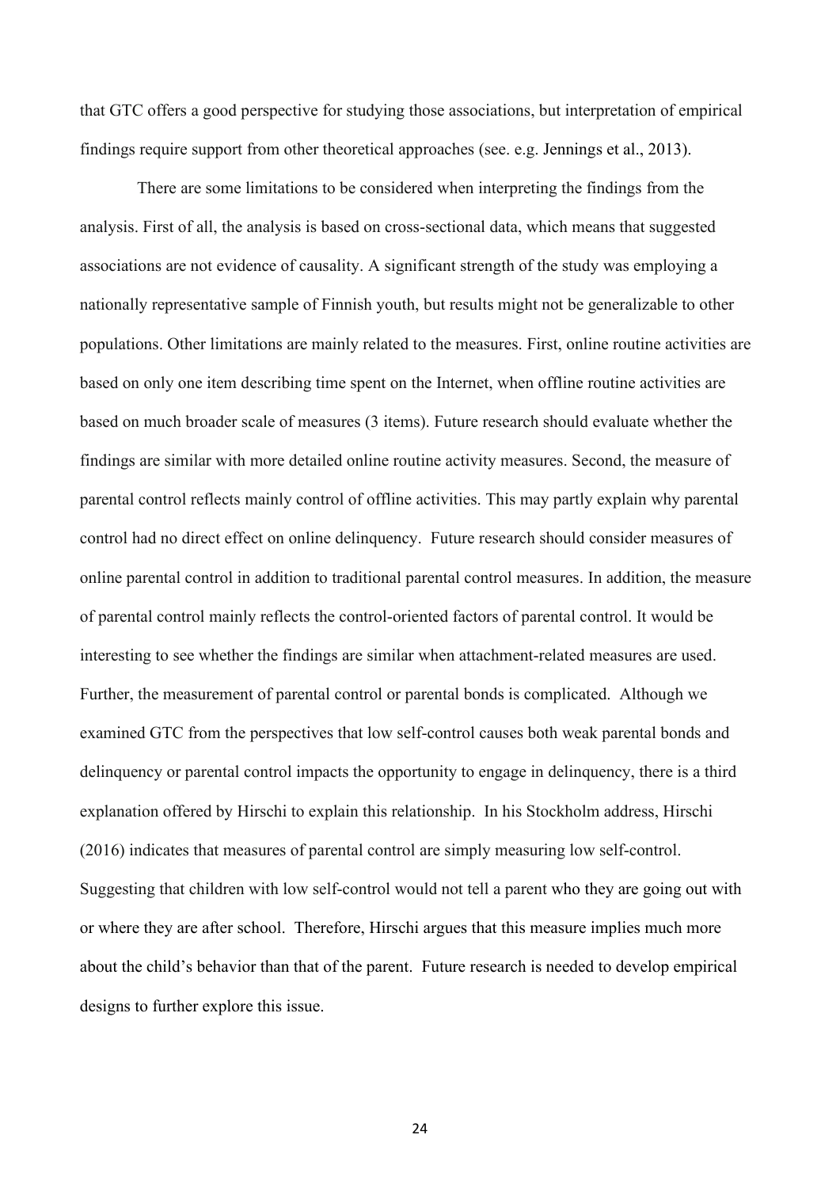that GTC offers a good perspective for studying those associations, but interpretation of empirical findings require support from other theoretical approaches (see. e.g. Jennings et al., 2013).

There are some limitations to be considered when interpreting the findings from the analysis. First of all, the analysis is based on cross-sectional data, which means that suggested associations are not evidence of causality. A significant strength of the study was employing a nationally representative sample of Finnish youth, but results might not be generalizable to other populations. Other limitations are mainly related to the measures. First, online routine activities are based on only one item describing time spent on the Internet, when offline routine activities are based on much broader scale of measures (3 items). Future research should evaluate whether the findings are similar with more detailed online routine activity measures. Second, the measure of parental control reflects mainly control of offline activities. This may partly explain why parental control had no direct effect on online delinquency. Future research should consider measures of online parental control in addition to traditional parental control measures. In addition, the measure of parental control mainly reflects the control-oriented factors of parental control. It would be interesting to see whether the findings are similar when attachment-related measures are used. Further, the measurement of parental control or parental bonds is complicated. Although we examined GTC from the perspectives that low self-control causes both weak parental bonds and delinquency or parental control impacts the opportunity to engage in delinquency, there is a third explanation offered by Hirschi to explain this relationship. In his Stockholm address, Hirschi (2016) indicates that measures of parental control are simply measuring low self-control. Suggesting that children with low self-control would not tell a parent who they are going out with or where they are after school. Therefore, Hirschi argues that this measure implies much more about the child's behavior than that of the parent. Future research is needed to develop empirical designs to further explore this issue.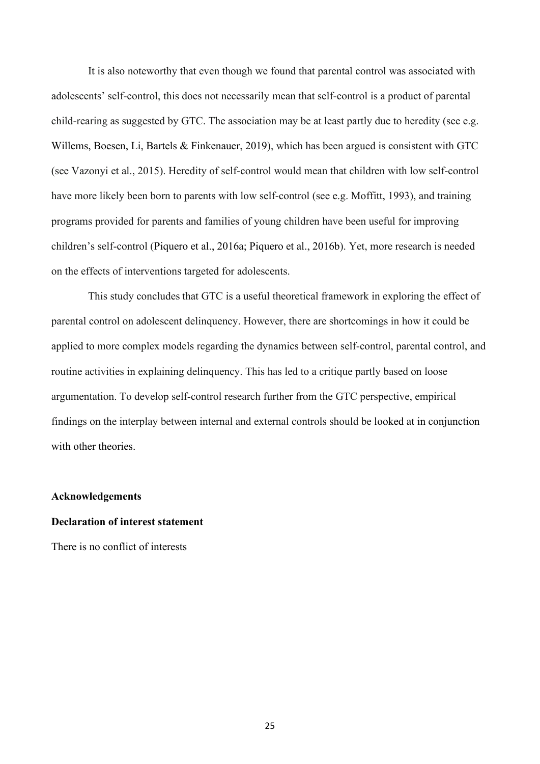It is also noteworthy that even though we found that parental control was associated with adolescents' self-control, this does not necessarily mean that self-control is a product of parental child-rearing as suggested by GTC. The association may be at least partly due to heredity (see e.g. Willems, Boesen, Li, Bartels & Finkenauer, 2019), which has been argued is consistent with GTC (see Vazonyi et al., 2015). Heredity of self-control would mean that children with low self-control have more likely been born to parents with low self-control (see e.g. Moffitt, 1993), and training programs provided for parents and families of young children have been useful for improving children's self-control (Piquero et al., 2016a; Piquero et al., 2016b). Yet, more research is needed on the effects of interventions targeted for adolescents.

This study concludes that GTC is a useful theoretical framework in exploring the effect of parental control on adolescent delinquency. However, there are shortcomings in how it could be applied to more complex models regarding the dynamics between self-control, parental control, and routine activities in explaining delinquency. This has led to a critique partly based on loose argumentation. To develop self-control research further from the GTC perspective, empirical findings on the interplay between internal and external controls should be looked at in conjunction with other theories.

**Acknowledgements**

**Declaration of interest statement**

There is no conflict of interests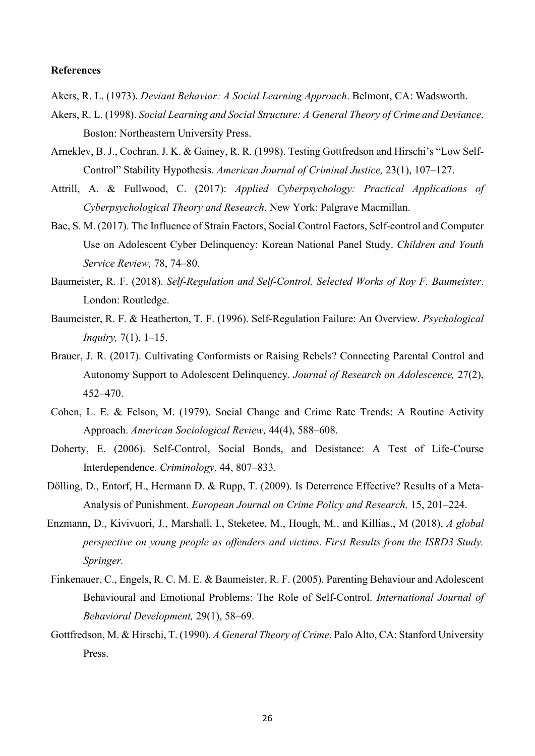**References**

Akers, R. L. (1973). *Deviant Behavior: A Social Learning Approach*. Belmont, CA: Wadsworth.

Akers, R. L. (1998). *Social Learning and Social Structure: A General Theory of Crime and Deviance*. Boston: Northeastern University Press.

Arneklev, B. J., Cochran, J. K. & Gainey, R. R. (1998). Testing Gottfredson and Hirschi's "Low Self-Control" Stability Hypothesis. *American Journal of Criminal Justice,* 23(1), 107–127.

Attrill, A. & Fullwood, C. (2017): *Applied Cyberpsychology: Practical Applications of Cyberpsychological Theory and Research*. New York: Palgrave Macmillan.

Bae, S. M. (2017). The Influence of Strain Factors, Social Control Factors, Self-control and Computer Use on Adolescent Cyber Delinquency: Korean National Panel Study. *Children and Youth Service Review,* 78, 74–80.

Baumeister, R. F. (2018). *Self-Regulation and Self-Control. Selected Works of Roy F. Baumeister*. London: Routledge.

Baumeister, R. F. & Heatherton, T. F. (1996). Self-Regulation Failure: An Overview. *Psychological Inquiry,* 7(1), 1–15.

Brauer, J. R. (2017). Cultivating Conformists or Raising Rebels? Connecting Parental Control and Autonomy Support to Adolescent Delinquency. *Journal of Research on Adolescence,* 27(2), 452–470.

Cohen, L. E. & Felson, M. (1979). Social Change and Crime Rate Trends: A Routine Activity Approach. *American Sociological Review,* 44(4), 588–608.

Doherty, E. (2006). Self-Control, Social Bonds, and Desistance: A Test of Life-Course Interdependence. *Criminology,* 44, 807–833.

Dölling, D., Entorf, H., Hermann D. & Rupp, T. (2009). Is Deterrence Effective? Results of a Meta-Analysis of Punishment. *European Journal on Crime Policy and Research,* 15, 201–224.

Enzmann, D., Kivivuori, J., Marshall, I., Steketee, M., Hough, M., and Killias., M (2018), *A global perspective on young people as offenders and victims. First Results from the ISRD3 Study. Springer.*

Finkenauer, C., Engels, R. C. M. E. & Baumeister, R. F. (2005). Parenting Behaviour and Adolescent Behavioural and Emotional Problems: The Role of Self-Control. *International Journal of Behavioral Development,* 29(1), 58–69.

Gottfredson, M. & Hirschi, T. (1990). *A General Theory of Crime*. Palo Alto, CA: Stanford University Press.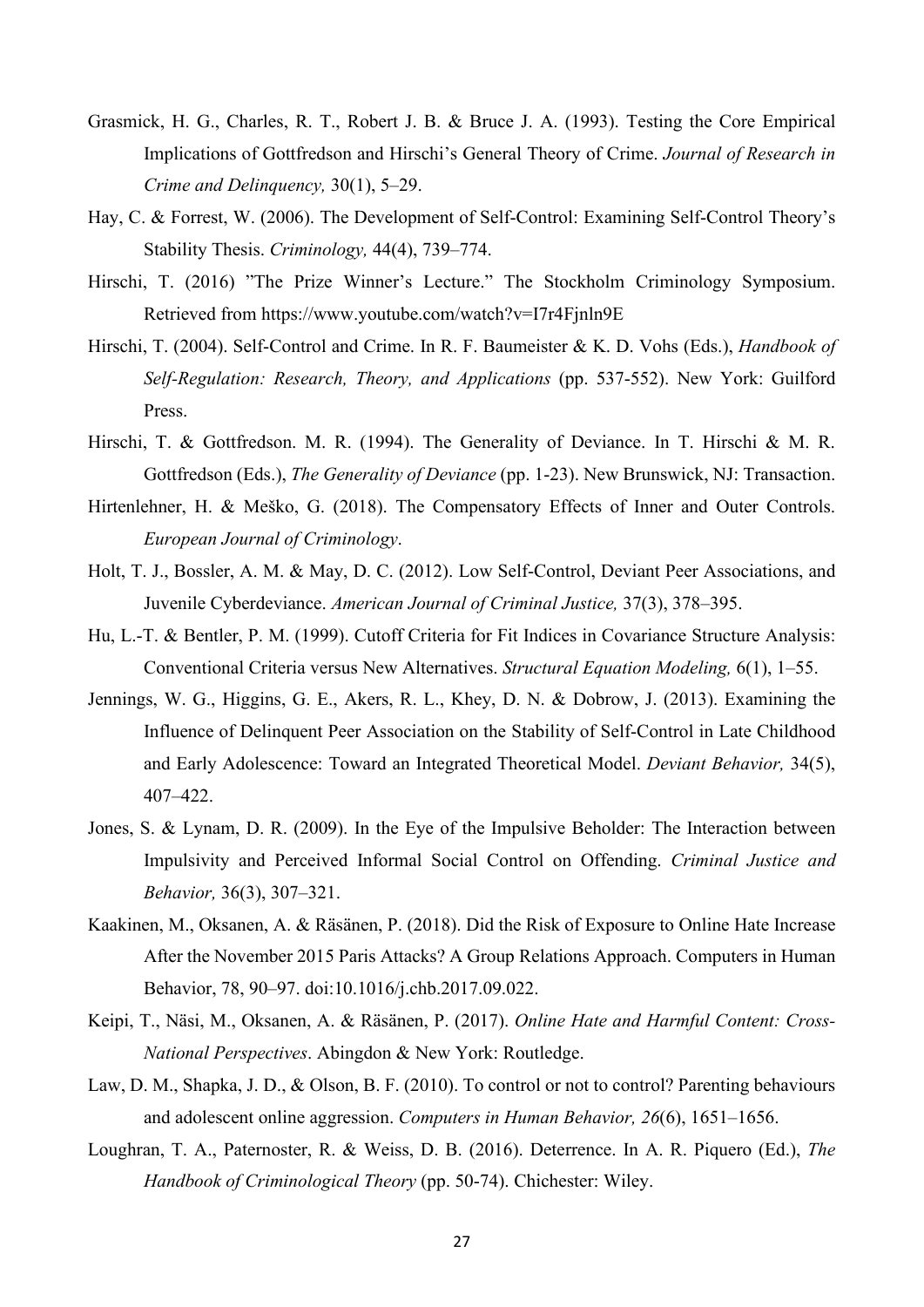Grasmick, H. G., Charles, R. T., Robert J. B. & Bruce J. A. (1993). Testing the Core Empirical Implications of Gottfredson and Hirschi's General Theory of Crime. *Journal of Research in Crime and Delinquency,* 30(1), 5–29.

Hay, C. & Forrest, W. (2006). The Development of Self-Control: Examining Self-Control Theory's Stability Thesis. *Criminology,* 44(4), 739–774.

Hirschi, T. (2016) "The Prize Winner's Lecture." The Stockholm Criminology Symposium. Retrieved from https://www.youtube.com/watch?v=I7r4Fjnln9E

Hirschi, T. (2004). Self-Control and Crime. In R. F. Baumeister & K. D. Vohs (Eds.), *Handbook of Self-Regulation: Research, Theory, and Applications* (pp. 537-552). New York: Guilford Press.

Hirschi, T. & Gottfredson. M. R. (1994). The Generality of Deviance. In T. Hirschi & M. R. Gottfredson (Eds.), *The Generality of Deviance* (pp. 1-23). New Brunswick, NJ: Transaction.

Hirtenlehner, H. & Meško, G. (2018). The Compensatory Effects of Inner and Outer Controls. *European Journal of Criminology*.

Holt, T. J., Bossler, A. M. & May, D. C. (2012). Low Self-Control, Deviant Peer Associations, and Juvenile Cyberdeviance. *American Journal of Criminal Justice,* 37(3), 378–395.

Hu, L.-T. & Bentler, P. M. (1999). Cutoff Criteria for Fit Indices in Covariance Structure Analysis: Conventional Criteria versus New Alternatives. *Structural Equation Modeling,* 6(1), 1–55.

Jennings, W. G., Higgins, G. E., Akers, R. L., Khey, D. N. & Dobrow, J. (2013). Examining the Influence of Delinquent Peer Association on the Stability of Self-Control in Late Childhood and Early Adolescence: Toward an Integrated Theoretical Model. *Deviant Behavior,* 34(5), 407–422.

Jones, S. & Lynam, D. R. (2009). In the Eye of the Impulsive Beholder: The Interaction between Impulsivity and Perceived Informal Social Control on Offending. *Criminal Justice and Behavior,* 36(3), 307–321.

Kaakinen, M., Oksanen, A. & Räsänen, P. (2018). Did the Risk of Exposure to Online Hate Increase After the November 2015 Paris Attacks? A Group Relations Approach. Computers in Human Behavior, 78, 90–97. doi:10.1016/j.chb.2017.09.022.

Keipi, T., Näsi, M., Oksanen, A. & Räsänen, P. (2017). *Online Hate and Harmful Content: Cross-National Perspectives*. Abingdon & New York: Routledge.

Law, D. M., Shapka, J. D., & Olson, B. F. (2010). To control or not to control? Parenting behaviours and adolescent online aggression. *Computers in Human Behavior, 26*(6), 1651–1656.

Loughran, T. A., Paternoster, R. & Weiss, D. B. (2016). Deterrence. In A. R. Piquero (Ed.), *The Handbook of Criminological Theory* (pp. 50-74). Chichester: Wiley.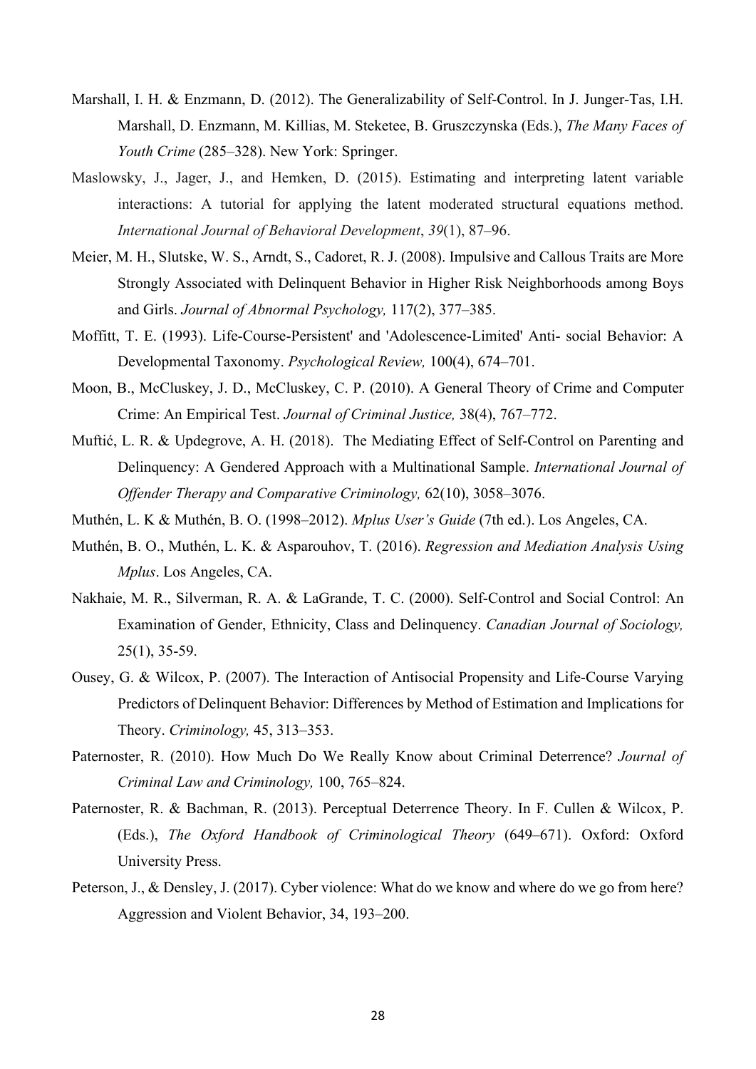Marshall, I. H. & Enzmann, D. (2012). The Generalizability of Self-Control. In J. Junger-Tas, I.H. Marshall, D. Enzmann, M. Killias, M. Steketee, B. Gruszczynska (Eds.), *The Many Faces of Youth Crime* (285–328). New York: Springer.

Maslowsky, J., Jager, J., and Hemken, D. (2015). Estimating and interpreting latent variable interactions: A tutorial for applying the latent moderated structural equations method. *International Journal of Behavioral Development*, *39*(1), 87–96.

Meier, M. H., Slutske, W. S., Arndt, S., Cadoret, R. J. (2008). Impulsive and Callous Traits are More Strongly Associated with Delinquent Behavior in Higher Risk Neighborhoods among Boys and Girls. *Journal of Abnormal Psychology,* 117(2), 377–385.

Moffitt, T. E. (1993). Life-Course-Persistent' and 'Adolescence-Limited' Anti- social Behavior: A Developmental Taxonomy. *Psychological Review,* 100(4), 674–701.

Moon, B., McCluskey, J. D., McCluskey, C. P. (2010). A General Theory of Crime and Computer Crime: An Empirical Test. *Journal of Criminal Justice,* 38(4), 767–772.

Muftić, L. R. & Updegrove, A. H. (2018). The Mediating Effect of Self-Control on Parenting and Delinquency: A Gendered Approach with a Multinational Sample. *International Journal of Offender Therapy and Comparative Criminology,* 62(10), 3058–3076.

Muthén, L. K & Muthén, B. O. (1998–2012). *Mplus User's Guide* (7th ed.). Los Angeles, CA.

Muthén, B. O., Muthén, L. K. & Asparouhov, T. (2016). *Regression and Mediation Analysis Using Mplus*. Los Angeles, CA.

Nakhaie, M. R., Silverman, R. A. & LaGrande, T. C. (2000). Self-Control and Social Control: An Examination of Gender, Ethnicity, Class and Delinquency. *Canadian Journal of Sociology,* 25(1), 35-59.

Ousey, G. & Wilcox, P. (2007). The Interaction of Antisocial Propensity and Life-Course Varying Predictors of Delinquent Behavior: Differences by Method of Estimation and Implications for Theory. *Criminology,* 45, 313–353.

Paternoster, R. (2010). How Much Do We Really Know about Criminal Deterrence? *Journal of Criminal Law and Criminology,* 100, 765–824.

Paternoster, R. & Bachman, R. (2013). Perceptual Deterrence Theory. In F. Cullen & Wilcox, P. (Eds.), *The Oxford Handbook of Criminological Theory* (649–671). Oxford: Oxford University Press.

Peterson, J., & Densley, J. (2017). Cyber violence: What do we know and where do we go from here? Aggression and Violent Behavior, 34, 193–200.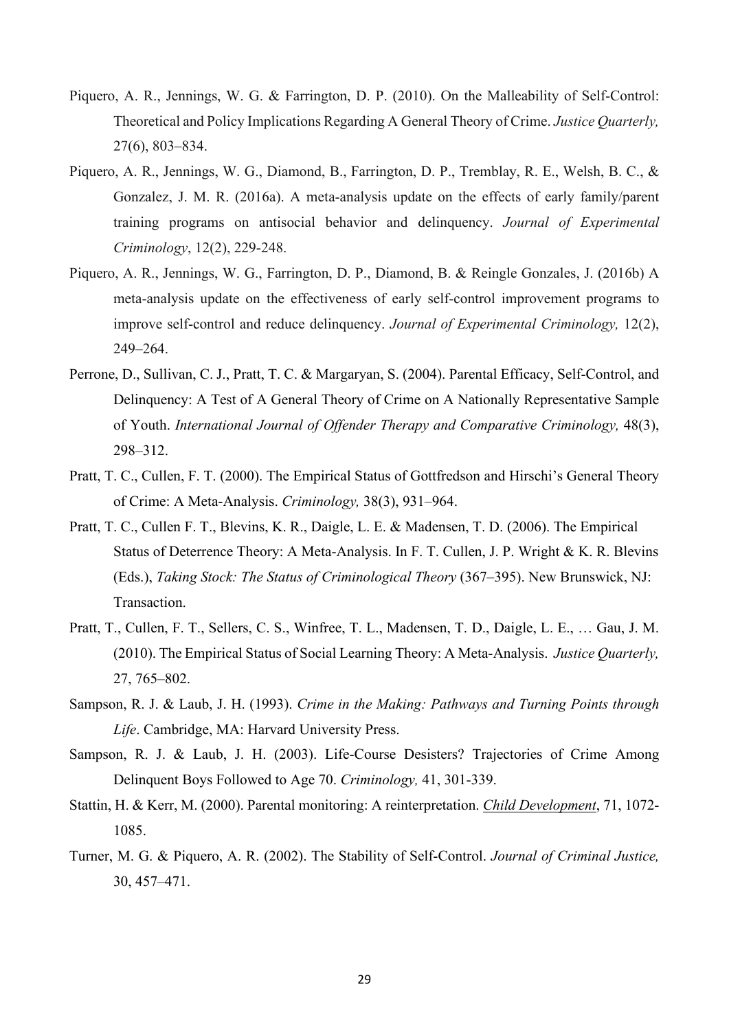Piquero, A. R., Jennings, W. G. & Farrington, D. P. (2010). On the Malleability of Self-Control: Theoretical and Policy Implications Regarding A General Theory of Crime. *Justice Quarterly,* 27(6), 803–834.

Piquero, A. R., Jennings, W. G., Diamond, B., Farrington, D. P., Tremblay, R. E., Welsh, B. C., & Gonzalez, J. M. R. (2016a). A meta-analysis update on the effects of early family/parent training programs on antisocial behavior and delinquency. *Journal of Experimental Criminology*, 12(2), 229-248.

Piquero, A. R., Jennings, W. G., Farrington, D. P., Diamond, B. & Reingle Gonzales, J. (2016b) A meta-analysis update on the effectiveness of early self-control improvement programs to improve self-control and reduce delinquency. *Journal of Experimental Criminology,* 12(2), 249–264.

Perrone, D., Sullivan, C. J., Pratt, T. C. & Margaryan, S. (2004). Parental Efficacy, Self-Control, and Delinquency: A Test of A General Theory of Crime on A Nationally Representative Sample of Youth. *International Journal of Offender Therapy and Comparative Criminology,* 48(3), 298–312.

Pratt, T. C., Cullen, F. T. (2000). The Empirical Status of Gottfredson and Hirschi's General Theory of Crime: A Meta-Analysis. *Criminology,* 38(3), 931–964.

Pratt, T. C., Cullen F. T., Blevins, K. R., Daigle, L. E. & Madensen, T. D. (2006). The Empirical Status of Deterrence Theory: A Meta-Analysis. In F. T. Cullen, J. P. Wright & K. R. Blevins (Eds.), *Taking Stock: The Status of Criminological Theory* (367–395). New Brunswick, NJ: Transaction.

Pratt, T., Cullen, F. T., Sellers, C. S., Winfree, T. L., Madensen, T. D., Daigle, L. E., … Gau, J. M. (2010). The Empirical Status of Social Learning Theory: A Meta-Analysis. *Justice Quarterly,* 27, 765–802.

Sampson, R. J. & Laub, J. H. (1993). *Crime in the Making: Pathways and Turning Points through Life*. Cambridge, MA: Harvard University Press.

Sampson, R. J. & Laub, J. H. (2003). Life-Course Desisters? Trajectories of Crime Among Delinquent Boys Followed to Age 70. *Criminology,* 41, 301-339.

Stattin, H. & Kerr, M. (2000). Parental monitoring: A reinterpretation. *Child Development*, 71, 1072-1085.

Turner, M. G. & Piquero, A. R. (2002). The Stability of Self-Control. *Journal of Criminal Justice,* 30, 457–471.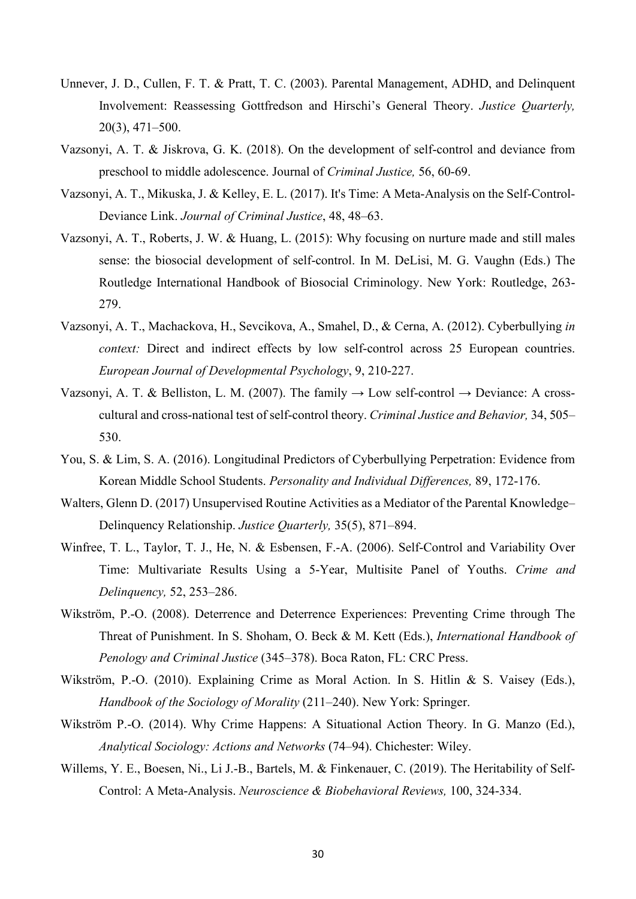Unnever, J. D., Cullen, F. T. & Pratt, T. C. (2003). Parental Management, ADHD, and Delinquent Involvement: Reassessing Gottfredson and Hirschi's General Theory. *Justice Quarterly,* 20(3), 471–500.

Vazsonyi, A. T. & Jiskrova, G. K. (2018). On the development of self-control and deviance from preschool to middle adolescence. Journal of *Criminal Justice,* 56, 60-69.

Vazsonyi, A. T., Mikuska, J. & Kelley, E. L. (2017). It's Time: A Meta-Analysis on the Self-Control-Deviance Link. *Journal of Criminal Justice*, 48, 48–63.

Vazsonyi, A. T., Roberts, J. W. & Huang, L. (2015): Why focusing on nurture made and still males sense: the biosocial development of self-control. In M. DeLisi, M. G. Vaughn (Eds.) The Routledge International Handbook of Biosocial Criminology. New York: Routledge, 263-279.

Vazsonyi, A. T., Machackova, H., Sevcikova, A., Smahel, D., & Cerna, A. (2012). Cyberbullying *in context:* Direct and indirect effects by low self-control across 25 European countries. *European Journal of Developmental Psychology*, 9, 210-227.

Vazsonyi, A. T. & Belliston, L. M. (2007). The family → Low self-control → Deviance: A cross-cultural and cross-national test of self-control theory. *Criminal Justice and Behavior,* 34, 505–530.

You, S. & Lim, S. A. (2016). Longitudinal Predictors of Cyberbullying Perpetration: Evidence from Korean Middle School Students. *Personality and Individual Differences,* 89, 172-176.

Walters, Glenn D. (2017) Unsupervised Routine Activities as a Mediator of the Parental Knowledge–Delinquency Relationship. *Justice Quarterly,* 35(5), 871–894.

Winfree, T. L., Taylor, T. J., He, N. & Esbensen, F.-A. (2006). Self-Control and Variability Over Time: Multivariate Results Using a 5-Year, Multisite Panel of Youths. *Crime and Delinquency,* 52, 253–286.

Wikström, P.-O. (2008). Deterrence and Deterrence Experiences: Preventing Crime through The Threat of Punishment. In S. Shoham, O. Beck & M. Kett (Eds.), *International Handbook of Penology and Criminal Justice* (345–378). Boca Raton, FL: CRC Press.

Wikström, P.-O. (2010). Explaining Crime as Moral Action. In S. Hitlin & S. Vaisey (Eds.), *Handbook of the Sociology of Morality* (211–240). New York: Springer.

Wikström P.-O. (2014). Why Crime Happens: A Situational Action Theory. In G. Manzo (Ed.), *Analytical Sociology: Actions and Networks* (74–94). Chichester: Wiley.

Willems, Y. E., Boesen, Ni., Li J.-B., Bartels, M. & Finkenauer, C. (2019). The Heritability of Self-Control: A Meta-Analysis. *Neuroscience & Biobehavioral Reviews,* 100, 324-334.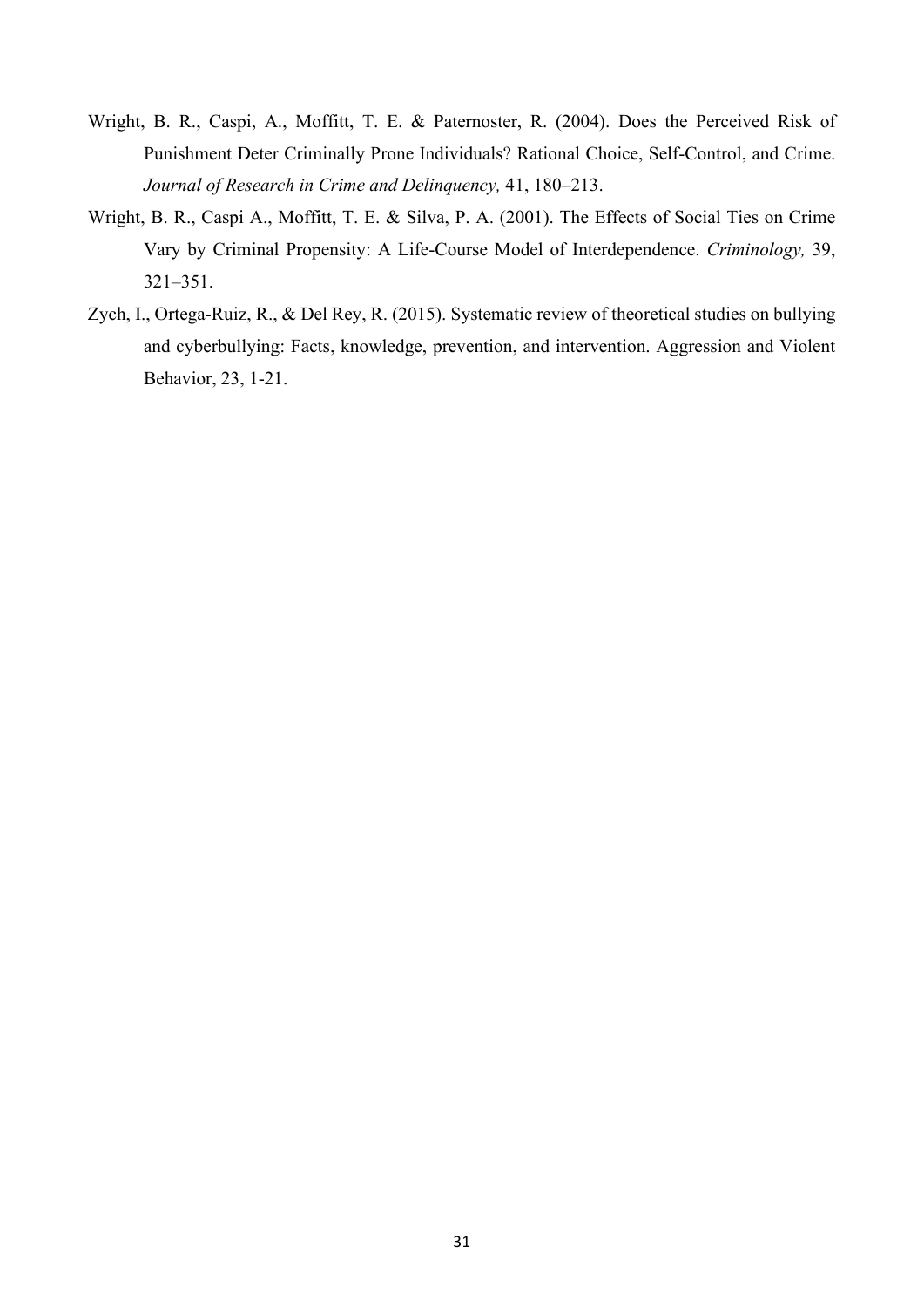Wright, B. R., Caspi, A., Moffitt, T. E. & Paternoster, R. (2004). Does the Perceived Risk of Punishment Deter Criminally Prone Individuals? Rational Choice, Self-Control, and Crime. *Journal of Research in Crime and Delinquency,* 41, 180–213.

Wright, B. R., Caspi A., Moffitt, T. E. & Silva, P. A. (2001). The Effects of Social Ties on Crime Vary by Criminal Propensity: A Life-Course Model of Interdependence. *Criminology,* 39, 321–351.

Zych, I., Ortega-Ruiz, R., & Del Rey, R. (2015). Systematic review of theoretical studies on bullying and cyberbullying: Facts, knowledge, prevention, and intervention. Aggression and Violent Behavior, 23, 1-21.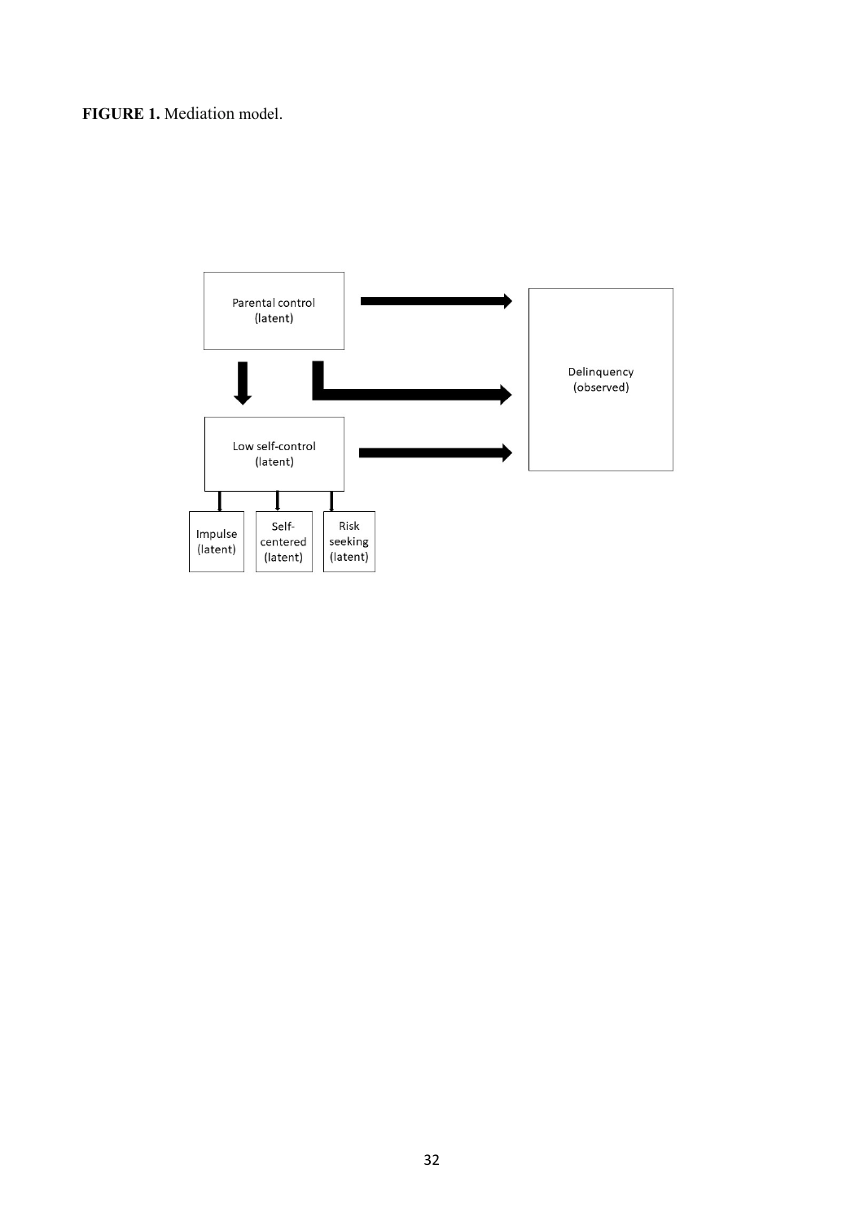**FIGURE 1.** Mediation model.

Parental control (latent)

Low self-control (latent)

Delinquency (observed)

Impulse (latent)

Self-centered (latent)

Risk seeking (latent)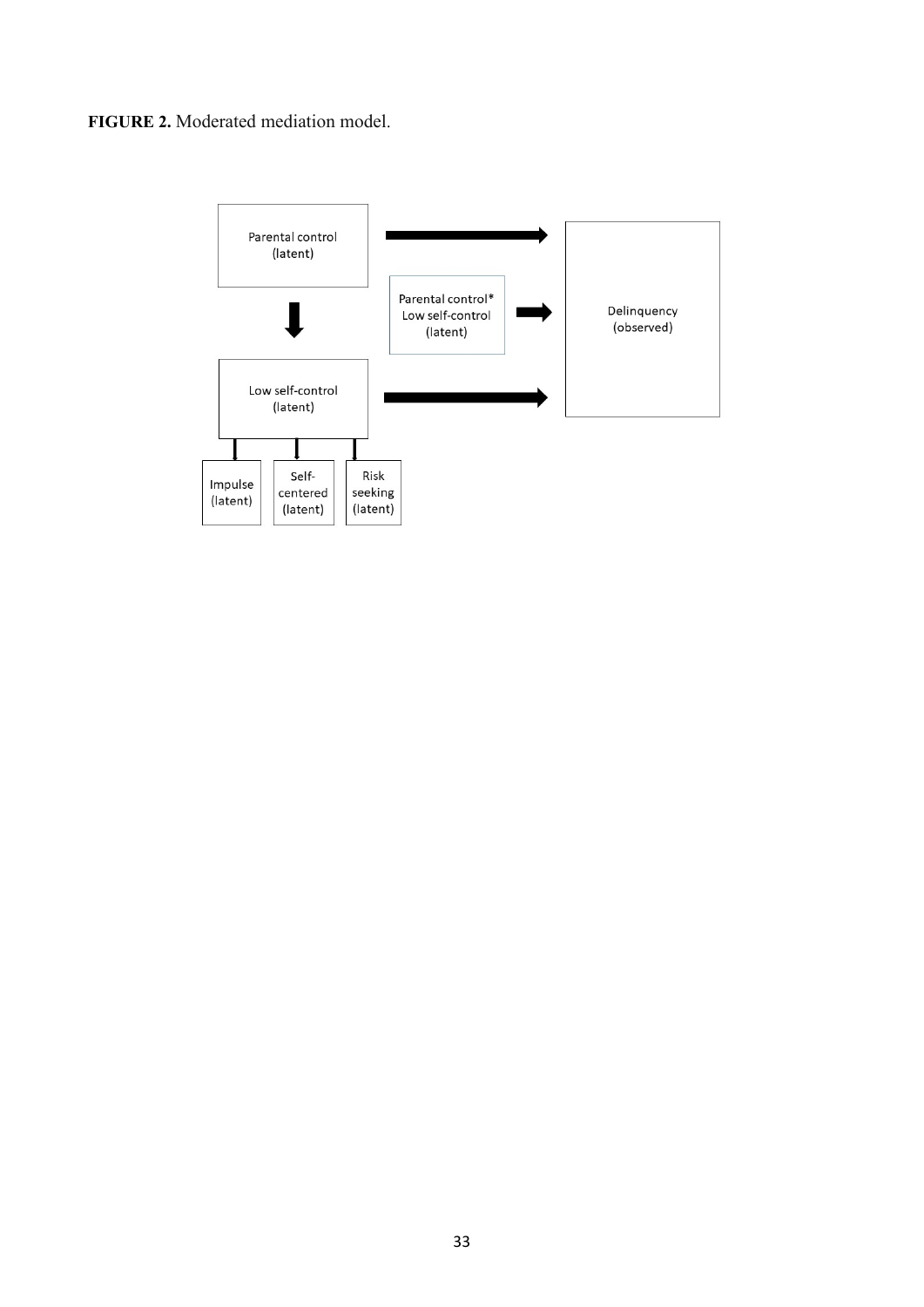**FIGURE 2.** Moderated mediation model.

Parental control (latent)

Parental control* Low self-control (latent)

Delinquency (observed)

Low self-control (latent)

Impulse (latent)

Self-centered (latent)

Risk seeking (latent)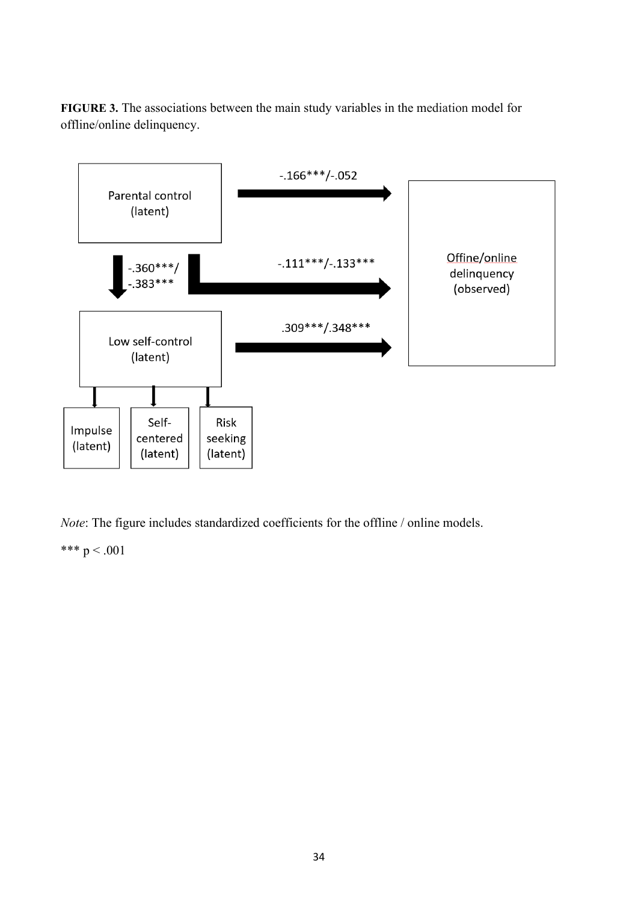**FIGURE 3.** The associations between the main study variables in the mediation model for offline/online delinquency.

Parental control (latent)

-.166***/-.052

-.360***/ -.383***

-.111***/-.133***

Offline/online delinquency (observed)

Low self-control (latent)

.309***/.348***

Impulse (latent)

Self-centered (latent)

Risk seeking (latent)

*Note*: The figure includes standardized coefficients for the offline / online models.

*** $p < .001$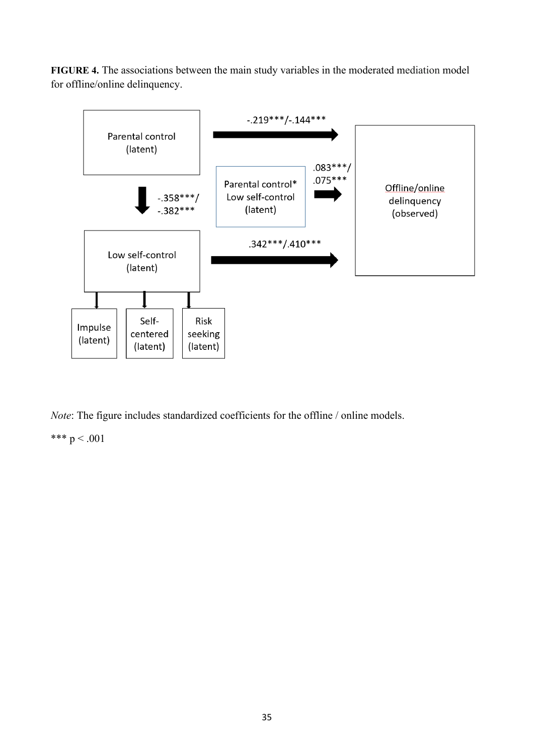**FIGURE 4.** The associations between the main study variables in the moderated mediation model for offline/online delinquency.

Parental control (latent)

-.219***/-.144***

-.358***/ -.382***

Parental control* Low self-control (latent)

.083***/ .075***

Offline/online delinquency (observed)

Low self-control (latent)

.342***/.410***

Impulse (latent)

Self-centered (latent)

Risk seeking (latent)

*Note*: The figure includes standardized coefficients for the offline / online models.

*** p < .001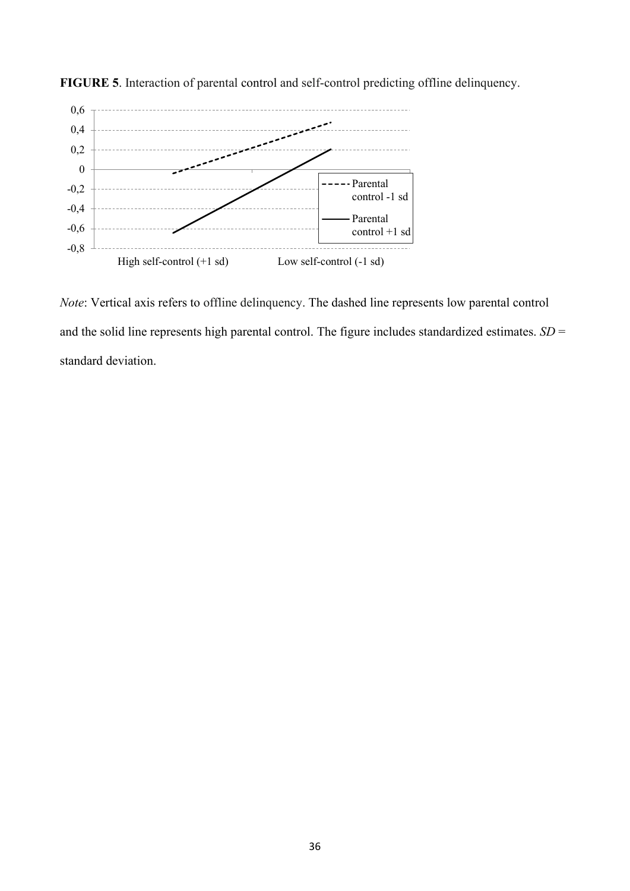**FIGURE 5**. Interaction of parental control and self-control predicting offline delinquency.

*Note*: Vertical axis refers to offline delinquency. The dashed line represents low parental control and the solid line represents high parental control. The figure includes standardized estimates. *SD* = standard deviation.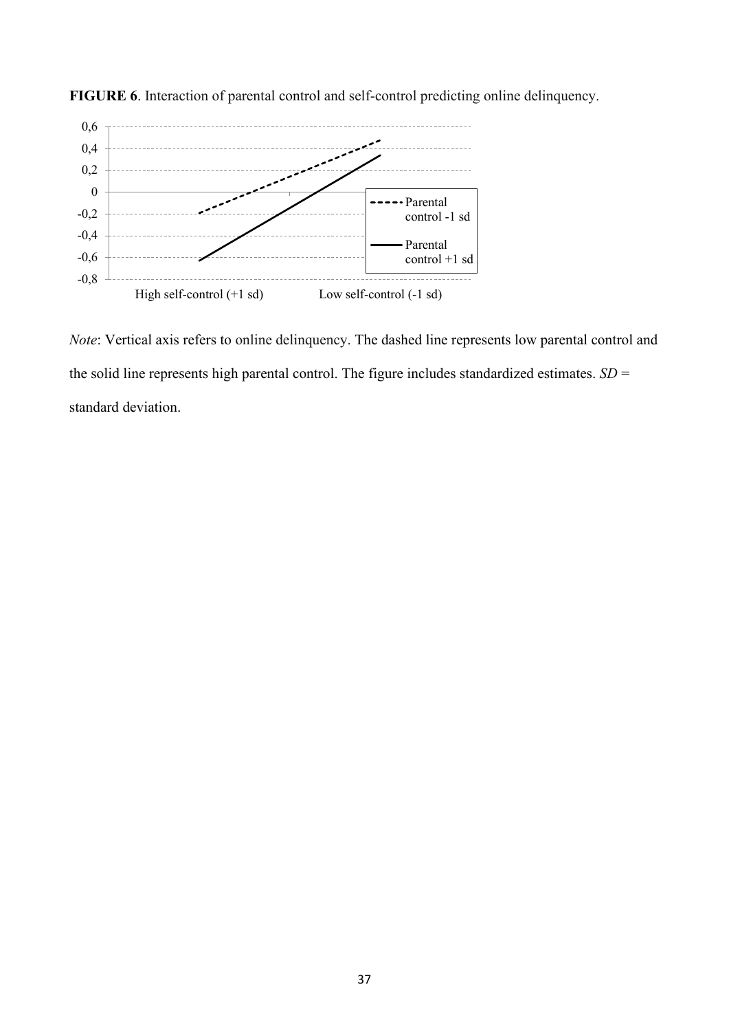**FIGURE 6**. Interaction of parental control and self-control predicting online delinquency.

*Note*: Vertical axis refers to online delinquency. The dashed line represents low parental control and the solid line represents high parental control. The figure includes standardized estimates. *SD* = standard deviation.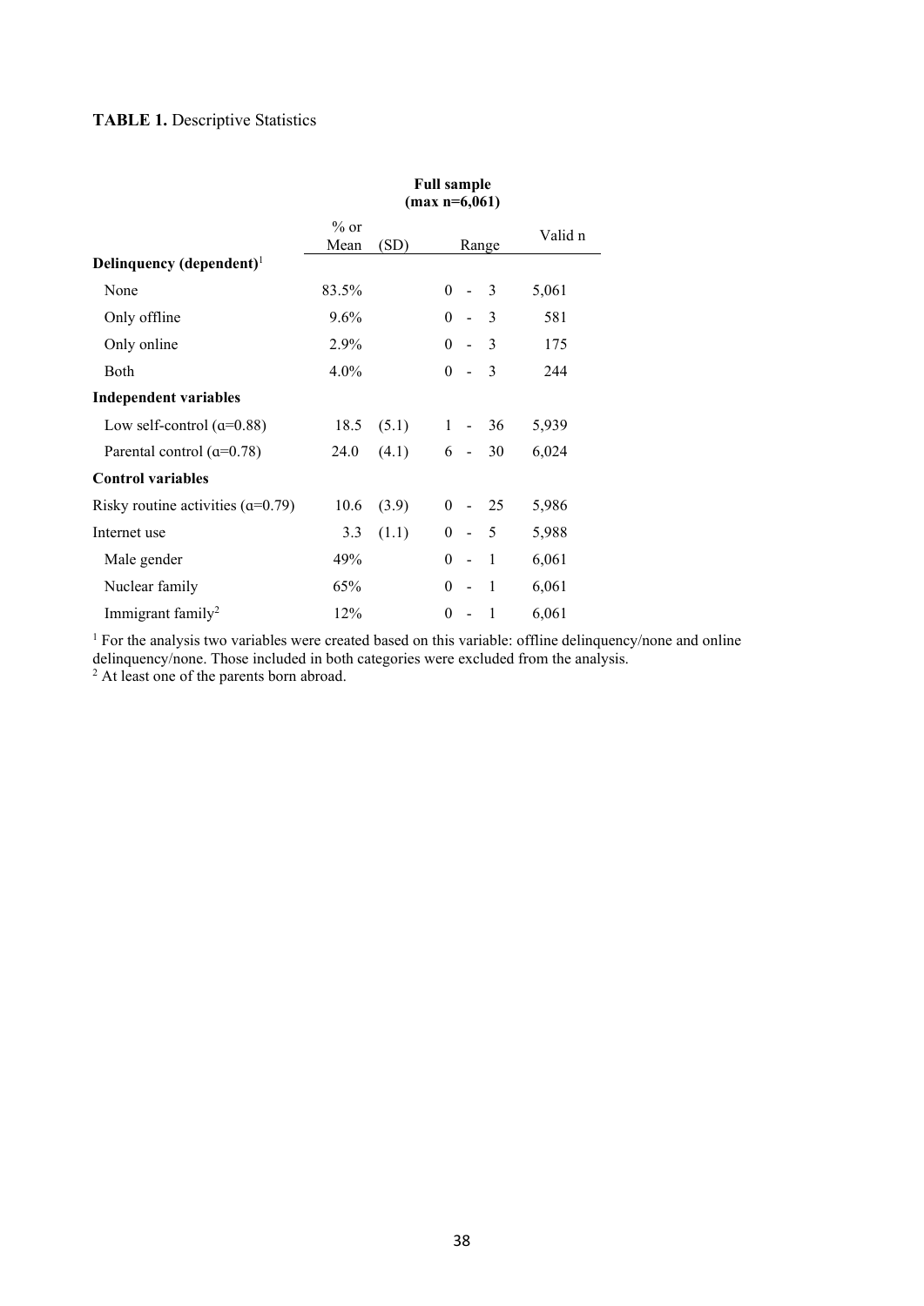**TABLE 1.** Descriptive Statistics

| | Full sample (max n=6,061) | | | |
|---|---|---|---|---|
| | % or Mean | (SD) | Range | Valid n |
| **Delinquency (dependent)**[1] | | | | |
| None | 83.5% | | 0 - 3 | 5,061 |
| Only offline | 9.6% | | 0 - 3 | 581 |
| Only online | 2.9% | | 0 - 3 | 175 |
| Both | 4.0% | | 0 - 3 | 244 |
| **Independent variables** | | | | |
| Low self-control (α=0.88) | 18.5 | (5.1) | 1 - 36 | 5,939 |
| Parental control (α=0.78) | 24.0 | (4.1) | 6 - 30 | 6,024 |
| **Control variables** | | | | |
| Risky routine activities (α=0.79) | 10.6 | (3.9) | 0 - 25 | 5,986 |
| Internet use | 3.3 | (1.1) | 0 - 5 | 5,988 |
| Male gender | 49% | | 0 - 1 | 6,061 |
| Nuclear family | 65% | | 0 - 1 | 6,061 |
| Immigrant family[2] | 12% | | 0 - 1 | 6,061 |

[1] For the analysis two variables were created based on this variable: offline delinquency/none and online delinquency/none. Those included in both categories were excluded from the analysis.
[2] At least one of the parents born abroad.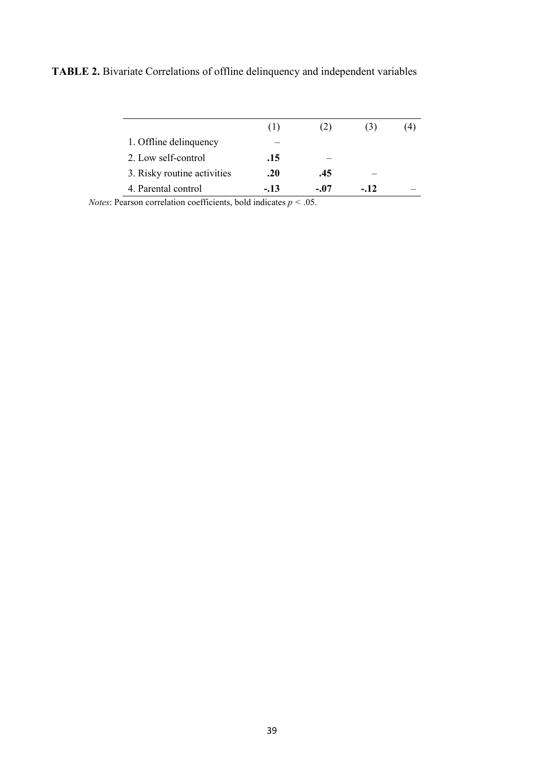**TABLE 2.** Bivariate Correlations of offline delinquency and independent variables

| | (1) | (2) | (3) | (4) |
|---|---|---|---|---|
| 1. Offline delinquency | – | | | |
| 2. Low self-control | **.15** | – | | |
| 3. Risky routine activities | **.20** | **.45** | – | |
| 4. Parental control | **-.13** | **-.07** | **-.12** | – |

*Notes*: Pearson correlation coefficients, bold indicates $p < .05$.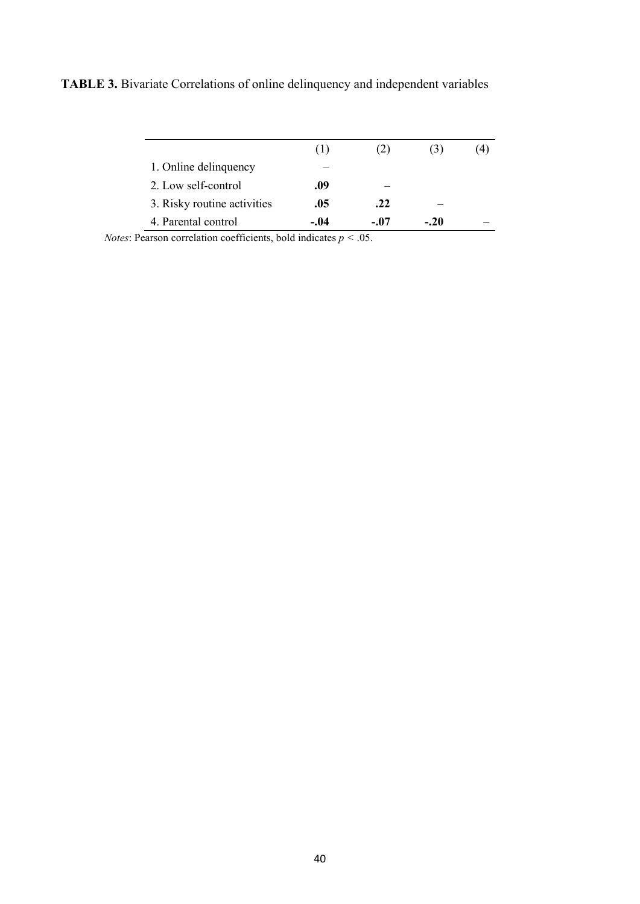**TABLE 3.** Bivariate Correlations of online delinquency and independent variables

| | (1) | (2) | (3) | (4) |
|---|---|---|---|---|
| 1. Online delinquency | – | | | |
| 2. Low self-control | **.09** | – | | |
| 3. Risky routine activities | **.05** | **.22** | – | |
| 4. Parental control | **-.04** | **-.07** | **-.20** | – |

*Notes*: Pearson correlation coefficients, bold indicates $p < .05$.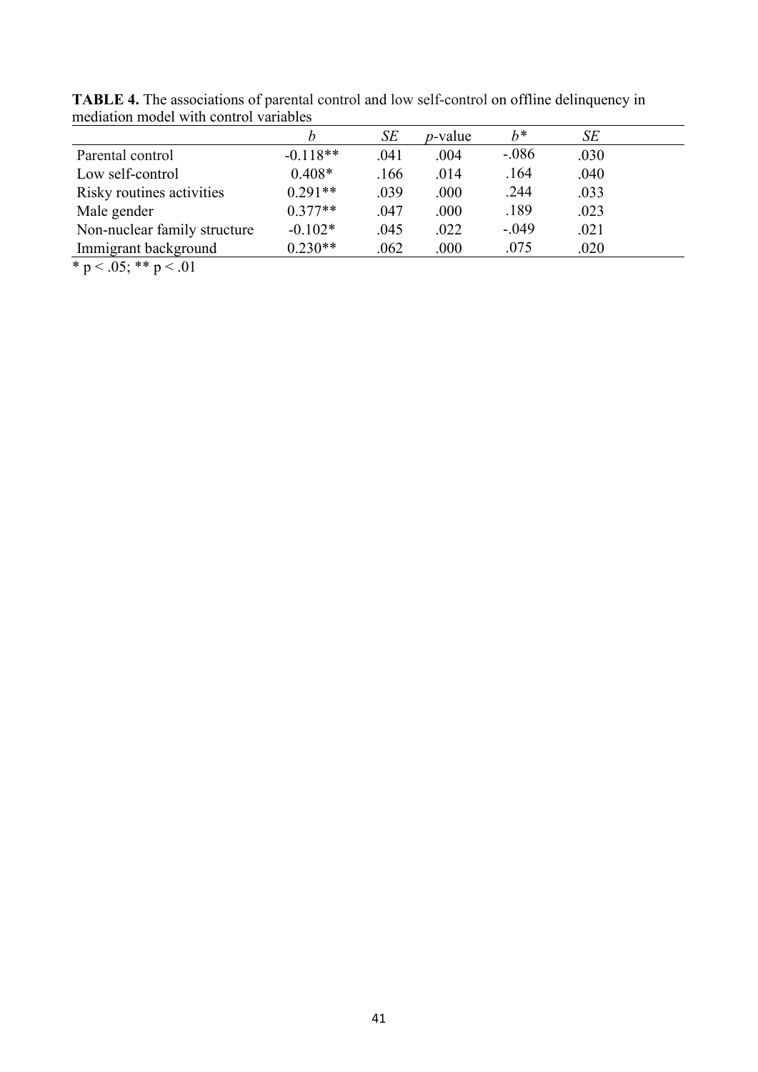**TABLE 4.** The associations of parental control and low self-control on offline delinquency in mediation model with control variables

| | *b* | *SE* | *p*-value | *b\** | *SE* |
|---|---|---|---|---|---|
| Parental control | -0.118** | .041 | .004 | -.086 | .030 |
| Low self-control | 0.408* | .166 | .014 | .164 | .040 |
| Risky routines activities | 0.291** | .039 | .000 | .244 | .033 |
| Male gender | 0.377** | .047 | .000 | .189 | .023 |
| Non-nuclear family structure | -0.102* | .045 | .022 | -.049 | .021 |
| Immigrant background | 0.230** | .062 | .000 | .075 | .020 |

\* $p < .05$; ** $p < .01$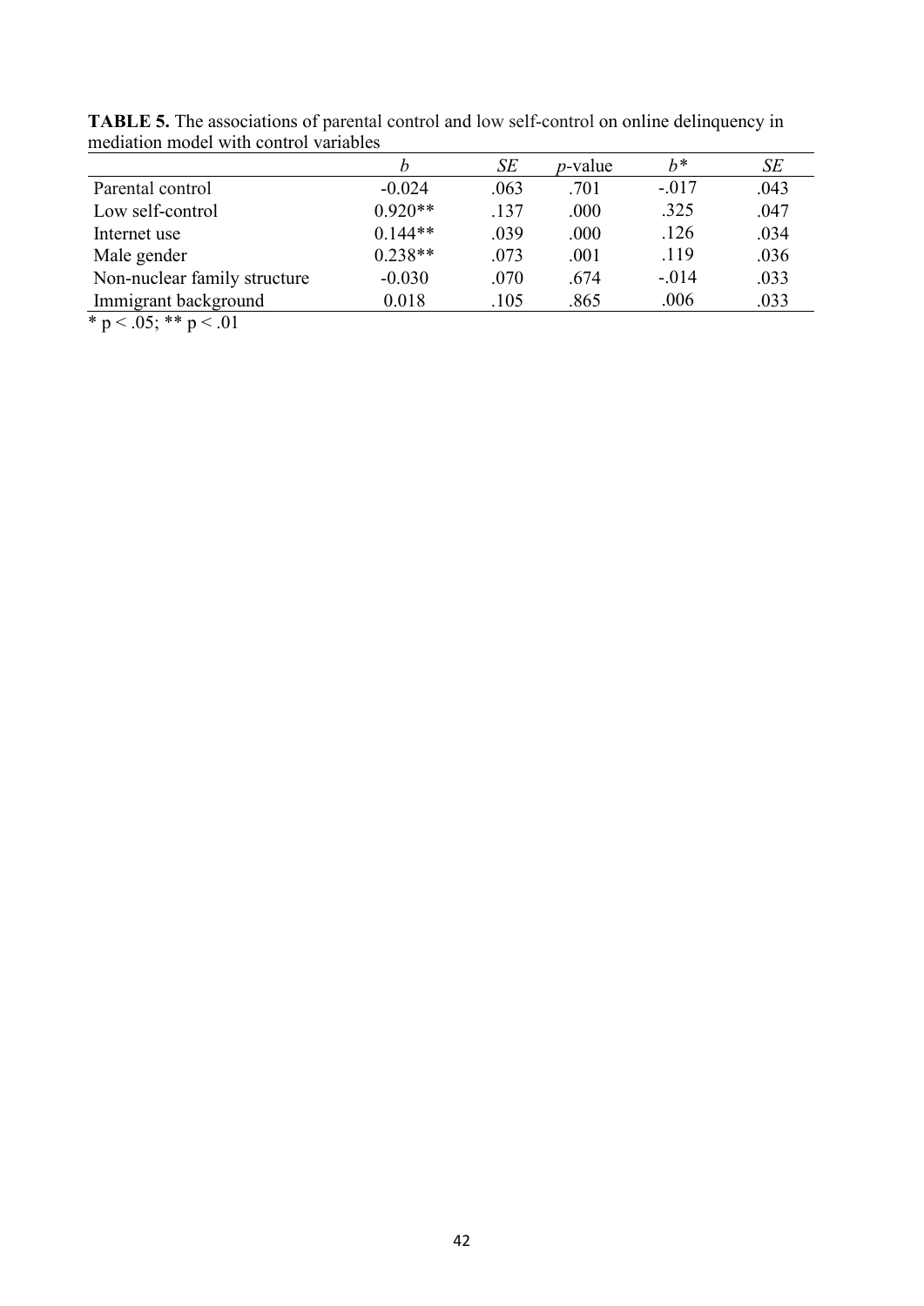**TABLE 5.** The associations of parental control and low self-control on online delinquency in mediation model with control variables

| | *b* | *SE* | *p*-value | *b** | *SE* |
|---|---|---|---|---|---|
| Parental control | -0.024 | .063 | .701 | -.017 | .043 |
| Low self-control | 0.920** | .137 | .000 | .325 | .047 |
| Internet use | 0.144** | .039 | .000 | .126 | .034 |
| Male gender | 0.238** | .073 | .001 | .119 | .036 |
| Non-nuclear family structure | -0.030 | .070 | .674 | -.014 | .033 |
| Immigrant background | 0.018 | .105 | .865 | .006 | .033 |

\* $p < .05$; ** $p < .01$